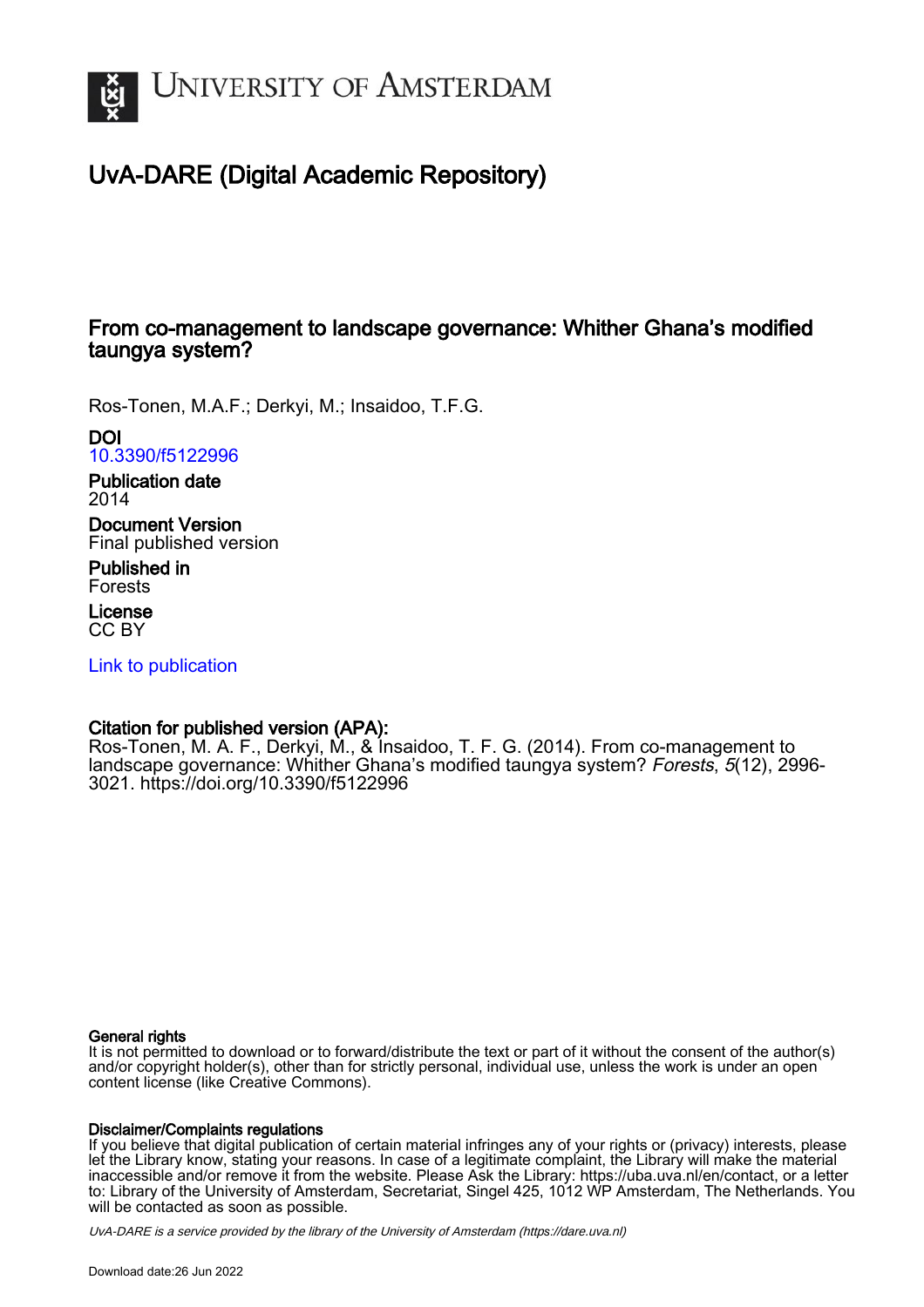UNIVERSITY OF AMSTERDAM

# UvA-DARE (Digital Academic Repository)

## From co-management to landscape governance: Whither Ghana's modified taungya system?

Ros-Tonen, M.A.F.; Derkyi, M.; Insaidoo, T.F.G.

**DOI**
10.3390/f5122996

**Publication date**
2014

**Document Version**
Final published version

**Published in**
Forests

**License**
CC BY

Link to publication

**Citation for published version (APA):**
Ros-Tonen, M. A. F., Derkyi, M., & Insaidoo, T. F. G. (2014). From co-management to landscape governance: Whither Ghana's modified taungya system? *Forests*, *5*(12), 2996-3021. https://doi.org/10.3390/f5122996

**General rights**
It is not permitted to download or to forward/distribute the text or part of it without the consent of the author(s) and/or copyright holder(s), other than for strictly personal, individual use, unless the work is under an open content license (like Creative Commons).

**Disclaimer/Complaints regulations**
If you believe that digital publication of certain material infringes any of your rights or (privacy) interests, please let the Library know, stating your reasons. In case of a legitimate complaint, the Library will make the material inaccessible and/or remove it from the website. Please Ask the Library: https://uba.uva.nl/en/contact, or a letter to: Library of the University of Amsterdam, Secretariat, Singel 425, 1012 WP Amsterdam, The Netherlands. You will be contacted as soon as possible.

*UvA-DARE is a service provided by the library of the University of Amsterdam (https://dare.uva.nl)*

Download date:26 Jun 2022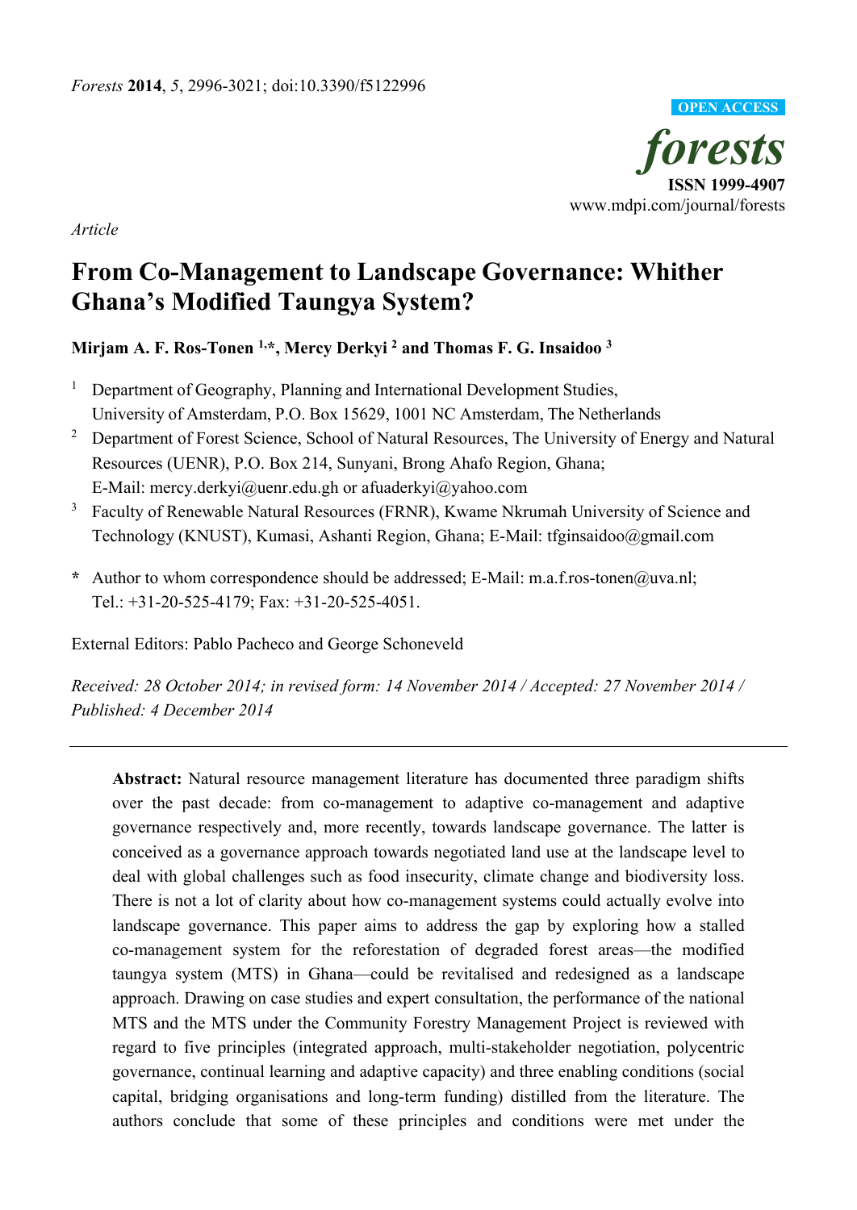*Forests* **2014**, *5*, 2996-3021; doi:10.3390/f5122996

**OPEN ACCESS**

***forests***

**ISSN 1999-4907**

www.mdpi.com/journal/forests

*Article*

# From Co-Management to Landscape Governance: Whither Ghana's Modified Taungya System?

**Mirjam A. F. Ros-Tonen [1,*], Mercy Derkyi [2] and Thomas F. G. Insaidoo [3]**

[1] Department of Geography, Planning and International Development Studies, University of Amsterdam, P.O. Box 15629, 1001 NC Amsterdam, The Netherlands

[2] Department of Forest Science, School of Natural Resources, The University of Energy and Natural Resources (UENR), P.O. Box 214, Sunyani, Brong Ahafo Region, Ghana; E-Mail: mercy.derkyi@uenr.edu.gh or afuaderkyi@yahoo.com

[3] Faculty of Renewable Natural Resources (FRNR), Kwame Nkrumah University of Science and Technology (KNUST), Kumasi, Ashanti Region, Ghana; E-Mail: tfginsaidoo@gmail.com

**\*** Author to whom correspondence should be addressed; E-Mail: m.a.f.ros-tonen@uva.nl; Tel.: +31-20-525-4179; Fax: +31-20-525-4051.

External Editors: Pablo Pacheco and George Schoneveld

*Received: 28 October 2014; in revised form: 14 November 2014 / Accepted: 27 November 2014 / Published: 4 December 2014*

---

**Abstract:** Natural resource management literature has documented three paradigm shifts over the past decade: from co-management to adaptive co-management and adaptive governance respectively and, more recently, towards landscape governance. The latter is conceived as a governance approach towards negotiated land use at the landscape level to deal with global challenges such as food insecurity, climate change and biodiversity loss. There is not a lot of clarity about how co-management systems could actually evolve into landscape governance. This paper aims to address the gap by exploring how a stalled co-management system for the reforestation of degraded forest areas—the modified taungya system (MTS) in Ghana—could be revitalised and redesigned as a landscape approach. Drawing on case studies and expert consultation, the performance of the national MTS and the MTS under the Community Forestry Management Project is reviewed with regard to five principles (integrated approach, multi-stakeholder negotiation, polycentric governance, continual learning and adaptive capacity) and three enabling conditions (social capital, bridging organisations and long-term funding) distilled from the literature. The authors conclude that some of these principles and conditions were met under the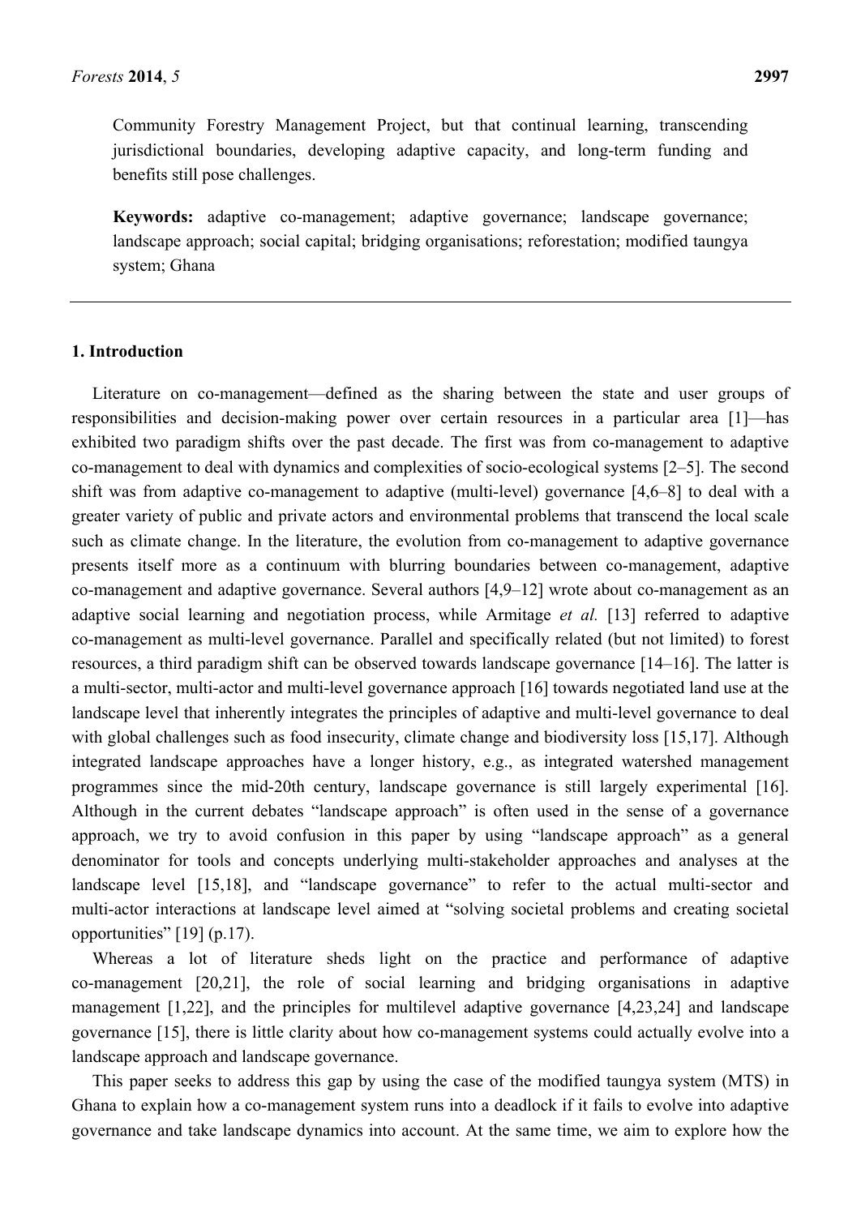Community Forestry Management Project, but that continual learning, transcending jurisdictional boundaries, developing adaptive capacity, and long-term funding and benefits still pose challenges.

**Keywords:** adaptive co-management; adaptive governance; landscape governance; landscape approach; social capital; bridging organisations; reforestation; modified taungya system; Ghana

## 1. Introduction

Literature on co-management—defined as the sharing between the state and user groups of responsibilities and decision-making power over certain resources in a particular area [1]—has exhibited two paradigm shifts over the past decade. The first was from co-management to adaptive co-management to deal with dynamics and complexities of socio-ecological systems [2–5]. The second shift was from adaptive co-management to adaptive (multi-level) governance [4,6–8] to deal with a greater variety of public and private actors and environmental problems that transcend the local scale such as climate change. In the literature, the evolution from co-management to adaptive governance presents itself more as a continuum with blurring boundaries between co-management, adaptive co-management and adaptive governance. Several authors [4,9–12] wrote about co-management as an adaptive social learning and negotiation process, while Armitage *et al.* [13] referred to adaptive co-management as multi-level governance. Parallel and specifically related (but not limited) to forest resources, a third paradigm shift can be observed towards landscape governance [14–16]. The latter is a multi-sector, multi-actor and multi-level governance approach [16] towards negotiated land use at the landscape level that inherently integrates the principles of adaptive and multi-level governance to deal with global challenges such as food insecurity, climate change and biodiversity loss [15,17]. Although integrated landscape approaches have a longer history, e.g., as integrated watershed management programmes since the mid-20th century, landscape governance is still largely experimental [16]. Although in the current debates "landscape approach" is often used in the sense of a governance approach, we try to avoid confusion in this paper by using "landscape approach" as a general denominator for tools and concepts underlying multi-stakeholder approaches and analyses at the landscape level [15,18], and "landscape governance" to refer to the actual multi-sector and multi-actor interactions at landscape level aimed at "solving societal problems and creating societal opportunities" [19] (p.17).

Whereas a lot of literature sheds light on the practice and performance of adaptive co-management [20,21], the role of social learning and bridging organisations in adaptive management [1,22], and the principles for multilevel adaptive governance [4,23,24] and landscape governance [15], there is little clarity about how co-management systems could actually evolve into a landscape approach and landscape governance.

This paper seeks to address this gap by using the case of the modified taungya system (MTS) in Ghana to explain how a co-management system runs into a deadlock if it fails to evolve into adaptive governance and take landscape dynamics into account. At the same time, we aim to explore how the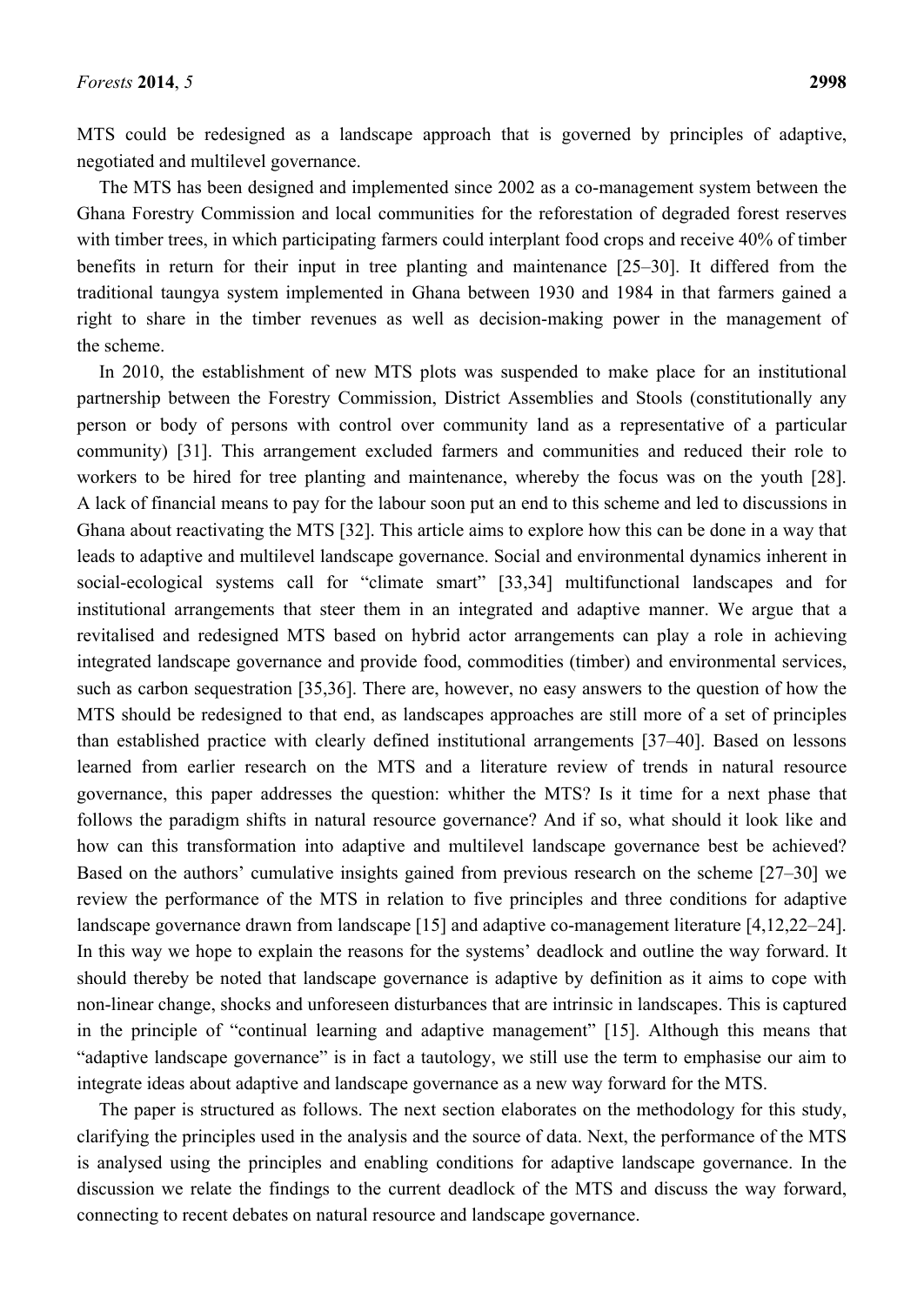MTS could be redesigned as a landscape approach that is governed by principles of adaptive, negotiated and multilevel governance.

The MTS has been designed and implemented since 2002 as a co-management system between the Ghana Forestry Commission and local communities for the reforestation of degraded forest reserves with timber trees, in which participating farmers could interplant food crops and receive 40% of timber benefits in return for their input in tree planting and maintenance [25–30]. It differed from the traditional taungya system implemented in Ghana between 1930 and 1984 in that farmers gained a right to share in the timber revenues as well as decision-making power in the management of the scheme.

In 2010, the establishment of new MTS plots was suspended to make place for an institutional partnership between the Forestry Commission, District Assemblies and Stools (constitutionally any person or body of persons with control over community land as a representative of a particular community) [31]. This arrangement excluded farmers and communities and reduced their role to workers to be hired for tree planting and maintenance, whereby the focus was on the youth [28]. A lack of financial means to pay for the labour soon put an end to this scheme and led to discussions in Ghana about reactivating the MTS [32]. This article aims to explore how this can be done in a way that leads to adaptive and multilevel landscape governance. Social and environmental dynamics inherent in social-ecological systems call for "climate smart" [33,34] multifunctional landscapes and for institutional arrangements that steer them in an integrated and adaptive manner. We argue that a revitalised and redesigned MTS based on hybrid actor arrangements can play a role in achieving integrated landscape governance and provide food, commodities (timber) and environmental services, such as carbon sequestration [35,36]. There are, however, no easy answers to the question of how the MTS should be redesigned to that end, as landscapes approaches are still more of a set of principles than established practice with clearly defined institutional arrangements [37–40]. Based on lessons learned from earlier research on the MTS and a literature review of trends in natural resource governance, this paper addresses the question: whither the MTS? Is it time for a next phase that follows the paradigm shifts in natural resource governance? And if so, what should it look like and how can this transformation into adaptive and multilevel landscape governance best be achieved? Based on the authors' cumulative insights gained from previous research on the scheme [27–30] we review the performance of the MTS in relation to five principles and three conditions for adaptive landscape governance drawn from landscape [15] and adaptive co-management literature [4,12,22–24]. In this way we hope to explain the reasons for the systems' deadlock and outline the way forward. It should thereby be noted that landscape governance is adaptive by definition as it aims to cope with non-linear change, shocks and unforeseen disturbances that are intrinsic in landscapes. This is captured in the principle of "continual learning and adaptive management" [15]. Although this means that "adaptive landscape governance" is in fact a tautology, we still use the term to emphasise our aim to integrate ideas about adaptive and landscape governance as a new way forward for the MTS.

The paper is structured as follows. The next section elaborates on the methodology for this study, clarifying the principles used in the analysis and the source of data. Next, the performance of the MTS is analysed using the principles and enabling conditions for adaptive landscape governance. In the discussion we relate the findings to the current deadlock of the MTS and discuss the way forward, connecting to recent debates on natural resource and landscape governance.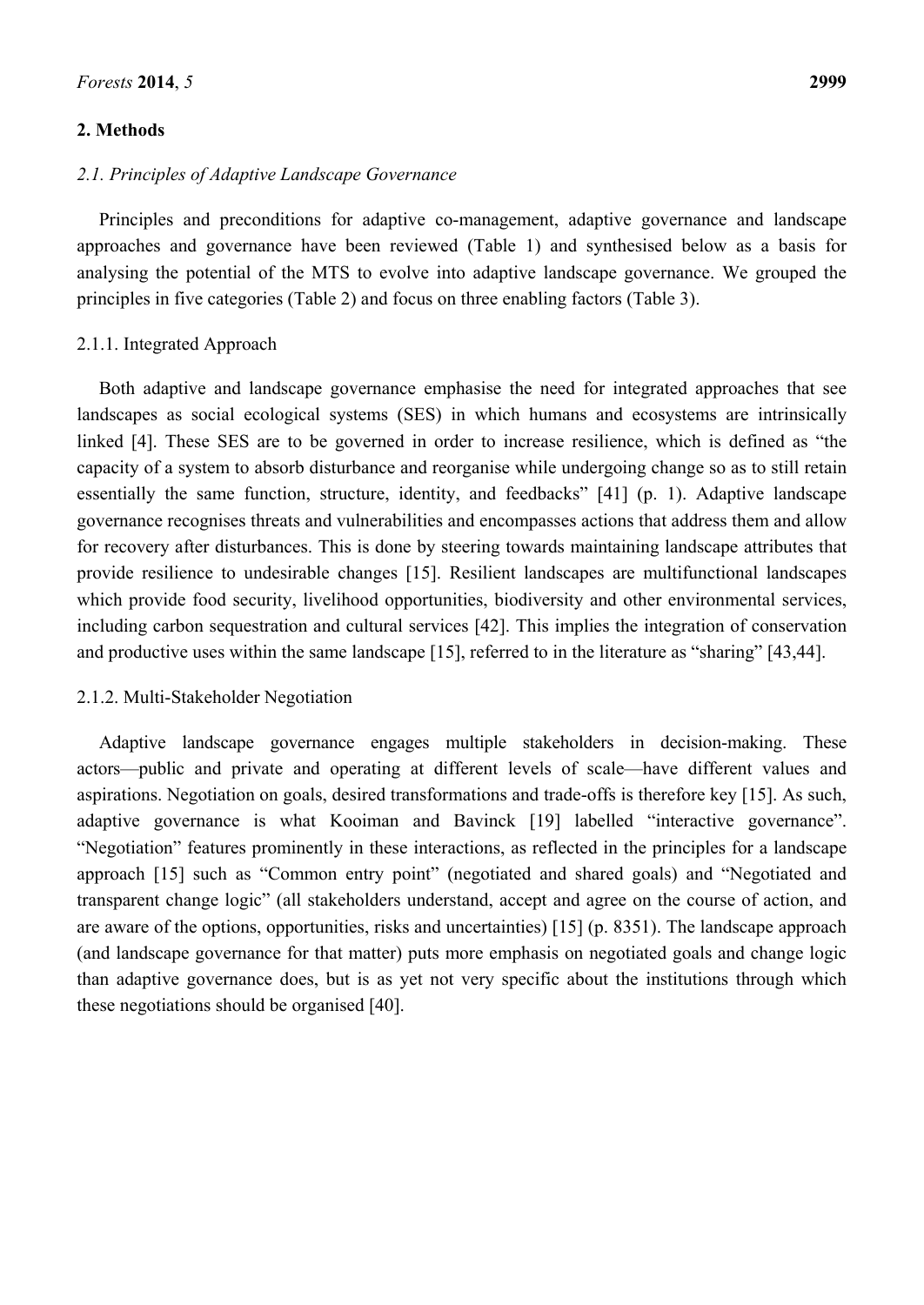## 2. Methods

### *2.1. Principles of Adaptive Landscape Governance*

Principles and preconditions for adaptive co-management, adaptive governance and landscape approaches and governance have been reviewed (Table 1) and synthesised below as a basis for analysing the potential of the MTS to evolve into adaptive landscape governance. We grouped the principles in five categories (Table 2) and focus on three enabling factors (Table 3).

#### 2.1.1. Integrated Approach

Both adaptive and landscape governance emphasise the need for integrated approaches that see landscapes as social ecological systems (SES) in which humans and ecosystems are intrinsically linked [4]. These SES are to be governed in order to increase resilience, which is defined as "the capacity of a system to absorb disturbance and reorganise while undergoing change so as to still retain essentially the same function, structure, identity, and feedbacks" [41] (p. 1). Adaptive landscape governance recognises threats and vulnerabilities and encompasses actions that address them and allow for recovery after disturbances. This is done by steering towards maintaining landscape attributes that provide resilience to undesirable changes [15]. Resilient landscapes are multifunctional landscapes which provide food security, livelihood opportunities, biodiversity and other environmental services, including carbon sequestration and cultural services [42]. This implies the integration of conservation and productive uses within the same landscape [15], referred to in the literature as "sharing" [43,44].

#### 2.1.2. Multi-Stakeholder Negotiation

Adaptive landscape governance engages multiple stakeholders in decision-making. These actors—public and private and operating at different levels of scale—have different values and aspirations. Negotiation on goals, desired transformations and trade-offs is therefore key [15]. As such, adaptive governance is what Kooiman and Bavinck [19] labelled "interactive governance". "Negotiation" features prominently in these interactions, as reflected in the principles for a landscape approach [15] such as "Common entry point" (negotiated and shared goals) and "Negotiated and transparent change logic" (all stakeholders understand, accept and agree on the course of action, and are aware of the options, opportunities, risks and uncertainties) [15] (p. 8351). The landscape approach (and landscape governance for that matter) puts more emphasis on negotiated goals and change logic than adaptive governance does, but is as yet not very specific about the institutions through which these negotiations should be organised [40].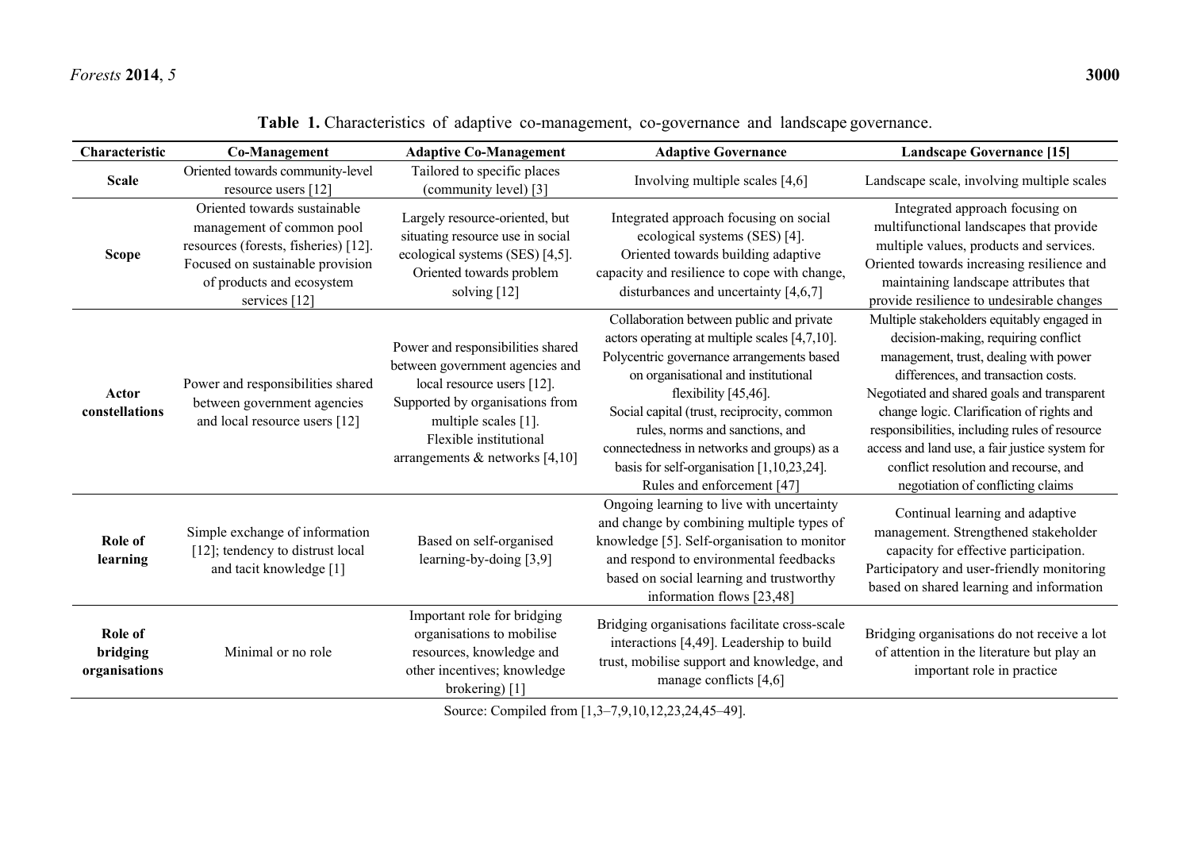**Table 1.** Characteristics of adaptive co-management, co-governance and landscape governance.

| Characteristic | Co-Management | Adaptive Co-Management | Adaptive Governance | Landscape Governance [15] |
|---|---|---|---|---|
| **Scale** | Oriented towards community-level resource users [12] | Tailored to specific places (community level) [3] | Involving multiple scales [4,6] | Landscape scale, involving multiple scales |
| **Scope** | Oriented towards sustainable management of common pool resources (forests, fisheries) [12]. Focused on sustainable provision of products and ecosystem services [12] | Largely resource-oriented, but situating resource use in social ecological systems (SES) [4,5]. Oriented towards problem solving [12] | Integrated approach focusing on social ecological systems (SES) [4]. Oriented towards building adaptive capacity and resilience to cope with change, disturbances and uncertainty [4,6,7] | Integrated approach focusing on multifunctional landscapes that provide multiple values, products and services. Oriented towards increasing resilience and maintaining landscape attributes that provide resilience to undesirable changes |
| **Actor constellations** | Power and responsibilities shared between government agencies and local resource users [12] | Power and responsibilities shared between government agencies and local resource users [12]. Supported by organisations from multiple scales [1]. Flexible institutional arrangements & networks [4,10] | Collaboration between public and private actors operating at multiple scales [4,7,10]. Polycentric governance arrangements based on organisational and institutional flexibility [45,46]. Social capital (trust, reciprocity, common rules, norms and sanctions, and connectedness in networks and groups) as a basis for self-organisation [1,10,23,24]. Rules and enforcement [47] | Multiple stakeholders equitably engaged in decision-making, requiring conflict management, trust, dealing with power differences, and transaction costs. Negotiated and shared goals and transparent change logic. Clarification of rights and responsibilities, including rules of resource access and land use, a fair justice system for conflict resolution and recourse, and negotiation of conflicting claims |
| **Role of learning** | Simple exchange of information [12]; tendency to distrust local and tacit knowledge [1] | Based on self-organised learning-by-doing [3,9] | Ongoing learning to live with uncertainty and change by combining multiple types of knowledge [5]. Self-organisation to monitor and respond to environmental feedbacks based on social learning and trustworthy information flows [23,48] | Continual learning and adaptive management. Strengthened stakeholder capacity for effective participation. Participatory and user-friendly monitoring based on shared learning and information |
| **Role of bridging organisations** | Minimal or no role | Important role for bridging organisations to mobilise resources, knowledge and other incentives; knowledge brokering) [1] | Bridging organisations facilitate cross-scale interactions [4,49]. Leadership to build trust, mobilise support and knowledge, and manage conflicts [4,6] | Bridging organisations do not receive a lot of attention in the literature but play an important role in practice |

Source: Compiled from [1,3–7,9,10,12,23,24,45–49].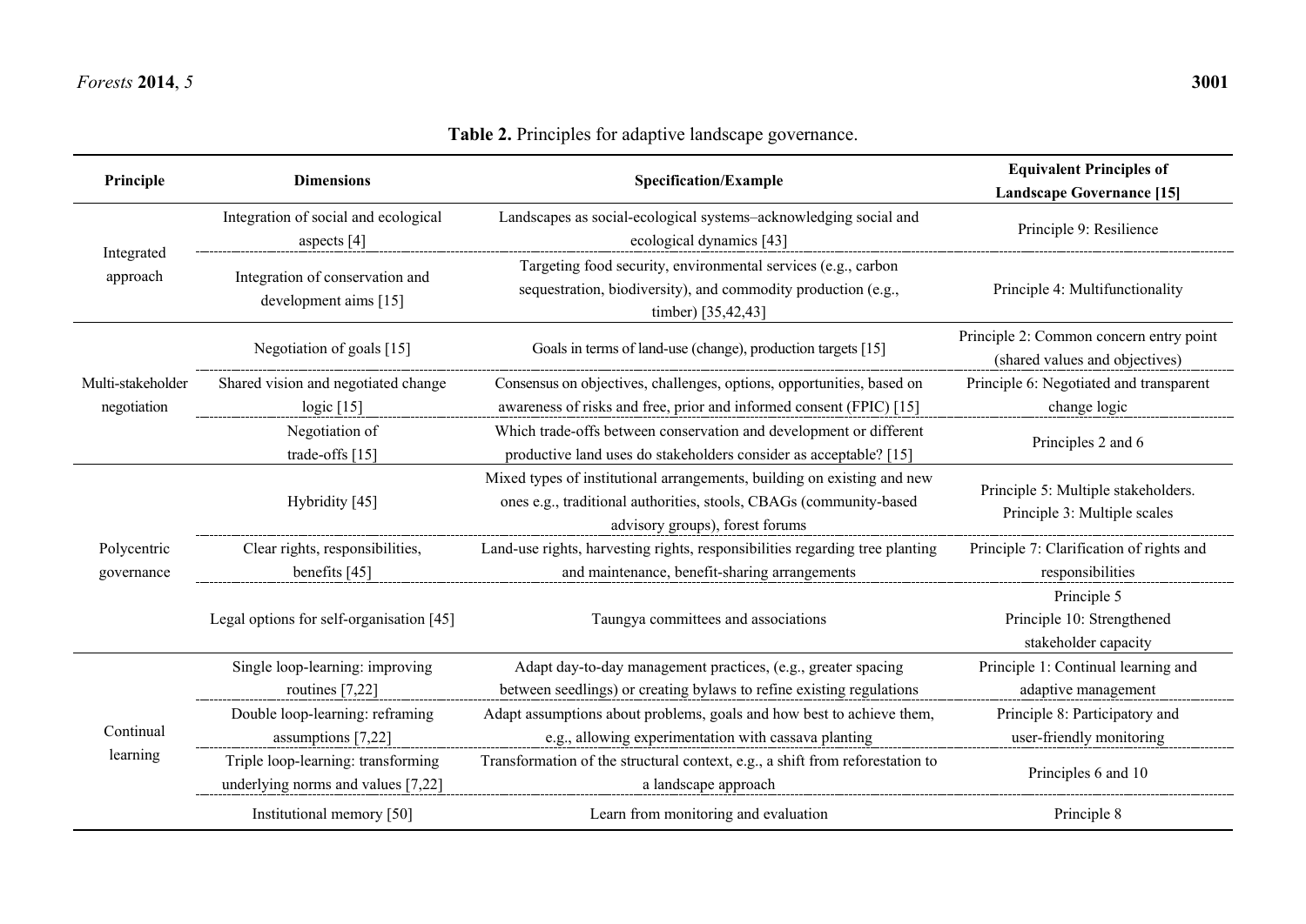**Table 2.** Principles for adaptive landscape governance.

| Principle | Dimensions | Specification/Example | Equivalent Principles of Landscape Governance [15] |
|---|---|---|---|
| Integrated approach | Integration of social and ecological aspects [4] | Landscapes as social-ecological systems–acknowledging social and ecological dynamics [43] | Principle 9: Resilience |
| | Integration of conservation and development aims [15] | Targeting food security, environmental services (e.g., carbon sequestration, biodiversity), and commodity production (e.g., timber) [35,42,43] | Principle 4: Multifunctionality |
| Multi-stakeholder negotiation | Negotiation of goals [15] | Goals in terms of land-use (change), production targets [15] | Principle 2: Common concern entry point (shared values and objectives) |
| | Shared vision and negotiated change logic [15] | Consensus on objectives, challenges, options, opportunities, based on awareness of risks and free, prior and informed consent (FPIC) [15] | Principle 6: Negotiated and transparent change logic |
| | Negotiation of trade-offs [15] | Which trade-offs between conservation and development or different productive land uses do stakeholders consider as acceptable? [15] | Principles 2 and 6 |
| Polycentric governance | Hybridity [45] | Mixed types of institutional arrangements, building on existing and new ones e.g., traditional authorities, stools, CBAGs (community-based advisory groups), forest forums | Principle 5: Multiple stakeholders. Principle 3: Multiple scales |
| | Clear rights, responsibilities, benefits [45] | Land-use rights, harvesting rights, responsibilities regarding tree planting and maintenance, benefit-sharing arrangements | Principle 7: Clarification of rights and responsibilities |
| | Legal options for self-organisation [45] | Taungya committees and associations | Principle 5 Principle 10: Strengthened stakeholder capacity |
| Continual learning | Single loop-learning: improving routines [7,22] | Adapt day-to-day management practices, (e.g., greater spacing between seedlings) or creating bylaws to refine existing regulations | Principle 1: Continual learning and adaptive management |
| | Double loop-learning: reframing assumptions [7,22] | Adapt assumptions about problems, goals and how best to achieve them, e.g., allowing experimentation with cassava planting | Principle 8: Participatory and user-friendly monitoring |
| | Triple loop-learning: transforming underlying norms and values [7,22] | Transformation of the structural context, e.g., a shift from reforestation to a landscape approach | Principles 6 and 10 |
| | Institutional memory [50] | Learn from monitoring and evaluation | Principle 8 |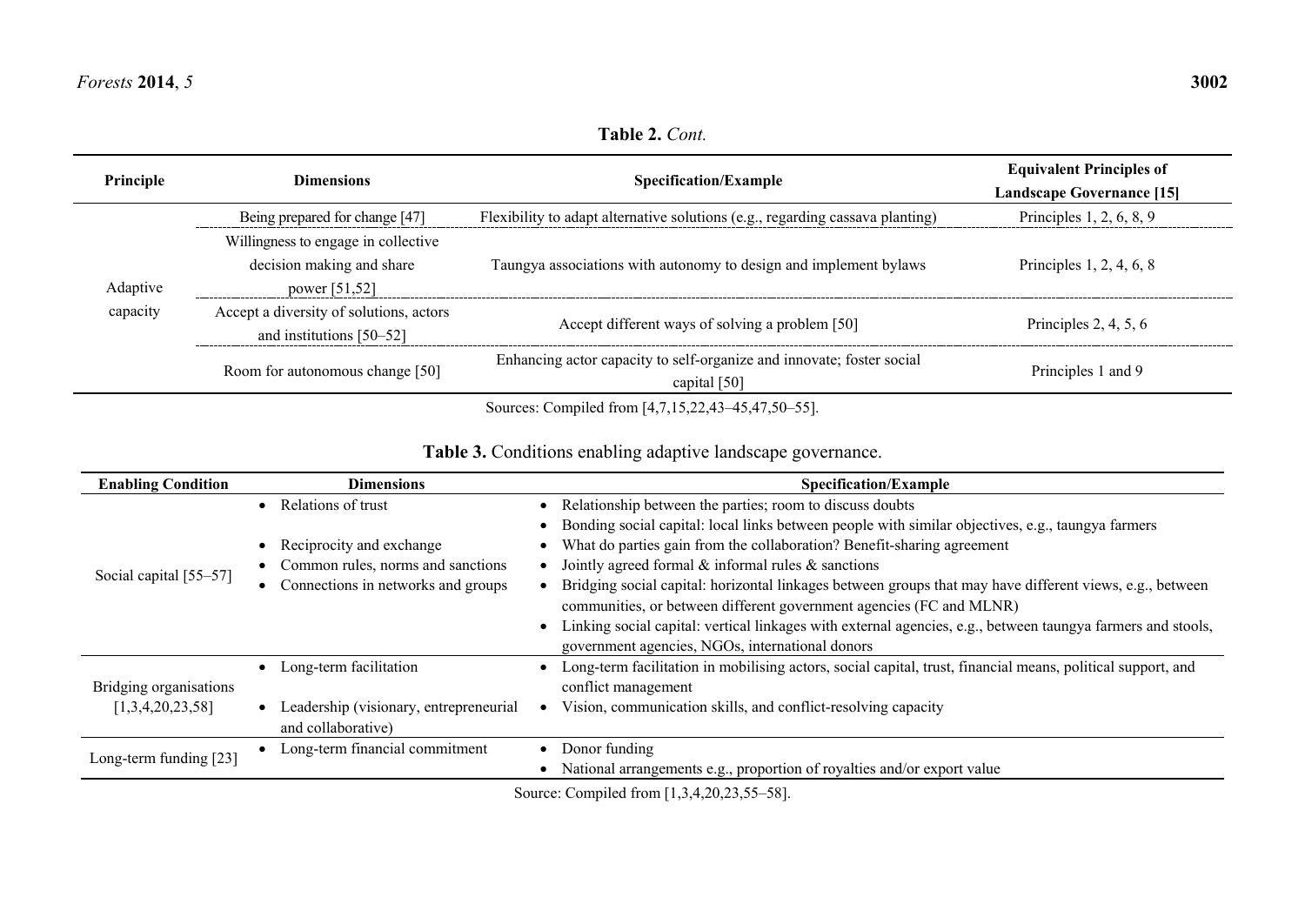**Table 2.** *Cont.*

| Principle | Dimensions | Specification/Example | Equivalent Principles of Landscape Governance [15] |
|---|---|---|---|
| Adaptive capacity | Being prepared for change [47] | Flexibility to adapt alternative solutions (e.g., regarding cassava planting) | Principles 1, 2, 6, 8, 9 |
| | Willingness to engage in collective decision making and share power [51,52] | Taungya associations with autonomy to design and implement bylaws | Principles 1, 2, 4, 6, 8 |
| | Accept a diversity of solutions, actors and institutions [50–52] | Accept different ways of solving a problem [50] | Principles 2, 4, 5, 6 |
| | Room for autonomous change [50] | Enhancing actor capacity to self-organize and innovate; foster social capital [50] | Principles 1 and 9 |

Sources: Compiled from [4,7,15,22,43–45,47,50–55].

**Table 3.** Conditions enabling adaptive landscape governance.

| Enabling Condition | Dimensions | Specification/Example |
|---|---|---|
| Social capital [55–57] | • Relations of trust<br>• Reciprocity and exchange<br>• Common rules, norms and sanctions<br>• Connections in networks and groups | • Relationship between the parties; room to discuss doubts<br>• Bonding social capital: local links between people with similar objectives, e.g., taungya farmers<br>• What do parties gain from the collaboration? Benefit-sharing agreement<br>• Jointly agreed formal & informal rules & sanctions<br>• Bridging social capital: horizontal linkages between groups that may have different views, e.g., between communities, or between different government agencies (FC and MLNR)<br>• Linking social capital: vertical linkages with external agencies, e.g., between taungya farmers and stools, government agencies, NGOs, international donors |
| Bridging organisations [1,3,4,20,23,58] | • Long-term facilitation<br>• Leadership (visionary, entrepreneurial and collaborative) | • Long-term facilitation in mobilising actors, social capital, trust, financial means, political support, and conflict management<br>• Vision, communication skills, and conflict-resolving capacity |
| Long-term funding [23] | • Long-term financial commitment | • Donor funding<br>• National arrangements e.g., proportion of royalties and/or export value |

Source: Compiled from [1,3,4,20,23,55–58].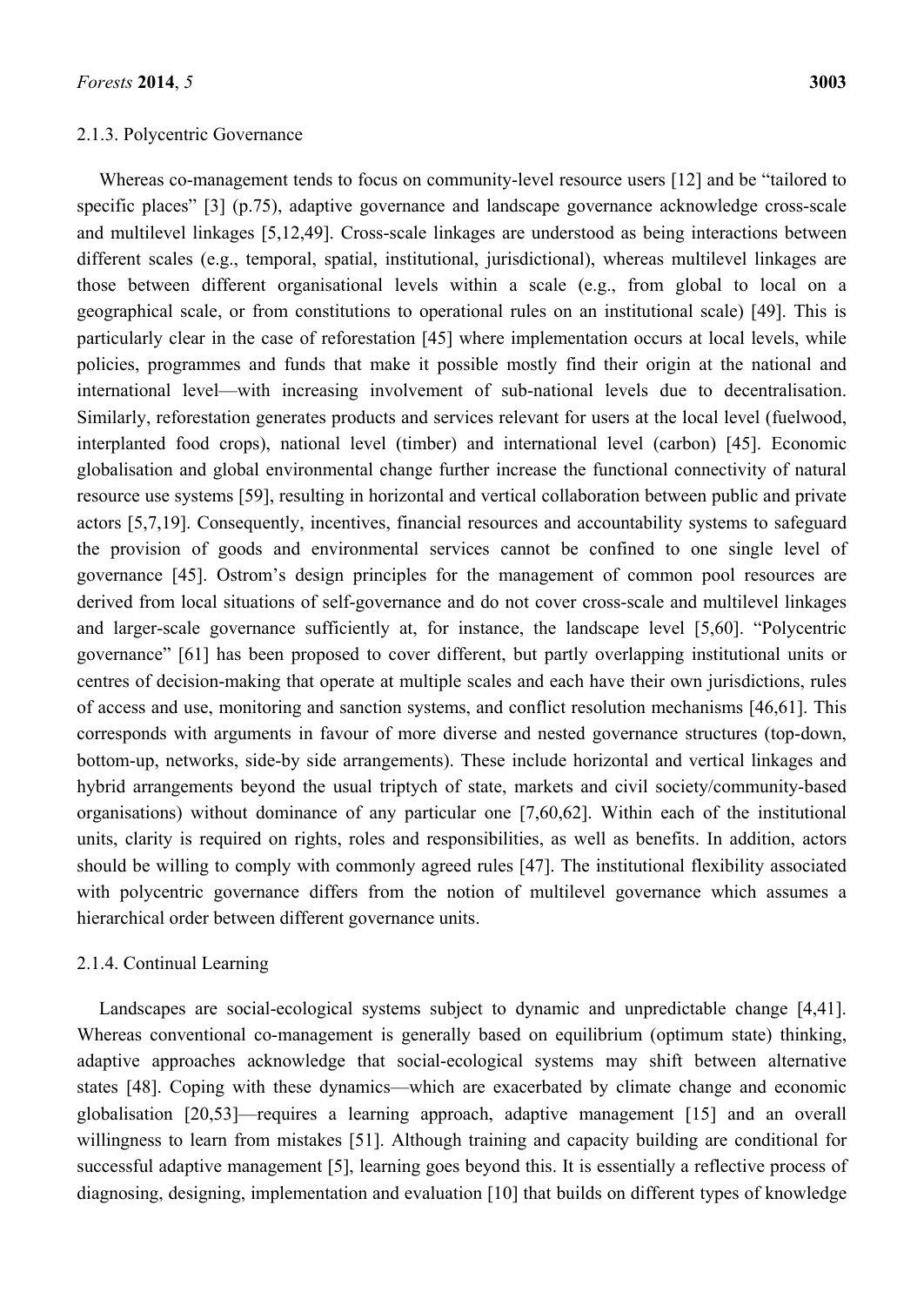#### 2.1.3. Polycentric Governance

Whereas co-management tends to focus on community-level resource users [12] and be "tailored to specific places" [3] (p.75), adaptive governance and landscape governance acknowledge cross-scale and multilevel linkages [5,12,49]. Cross-scale linkages are understood as being interactions between different scales (e.g., temporal, spatial, institutional, jurisdictional), whereas multilevel linkages are those between different organisational levels within a scale (e.g., from global to local on a geographical scale, or from constitutions to operational rules on an institutional scale) [49]. This is particularly clear in the case of reforestation [45] where implementation occurs at local levels, while policies, programmes and funds that make it possible mostly find their origin at the national and international level—with increasing involvement of sub-national levels due to decentralisation. Similarly, reforestation generates products and services relevant for users at the local level (fuelwood, interplanted food crops), national level (timber) and international level (carbon) [45]. Economic globalisation and global environmental change further increase the functional connectivity of natural resource use systems [59], resulting in horizontal and vertical collaboration between public and private actors [5,7,19]. Consequently, incentives, financial resources and accountability systems to safeguard the provision of goods and environmental services cannot be confined to one single level of governance [45]. Ostrom's design principles for the management of common pool resources are derived from local situations of self-governance and do not cover cross-scale and multilevel linkages and larger-scale governance sufficiently at, for instance, the landscape level [5,60]. "Polycentric governance" [61] has been proposed to cover different, but partly overlapping institutional units or centres of decision-making that operate at multiple scales and each have their own jurisdictions, rules of access and use, monitoring and sanction systems, and conflict resolution mechanisms [46,61]. This corresponds with arguments in favour of more diverse and nested governance structures (top-down, bottom-up, networks, side-by side arrangements). These include horizontal and vertical linkages and hybrid arrangements beyond the usual triptych of state, markets and civil society/community-based organisations) without dominance of any particular one [7,60,62]. Within each of the institutional units, clarity is required on rights, roles and responsibilities, as well as benefits. In addition, actors should be willing to comply with commonly agreed rules [47]. The institutional flexibility associated with polycentric governance differs from the notion of multilevel governance which assumes a hierarchical order between different governance units.

#### 2.1.4. Continual Learning

Landscapes are social-ecological systems subject to dynamic and unpredictable change [4,41]. Whereas conventional co-management is generally based on equilibrium (optimum state) thinking, adaptive approaches acknowledge that social-ecological systems may shift between alternative states [48]. Coping with these dynamics—which are exacerbated by climate change and economic globalisation [20,53]—requires a learning approach, adaptive management [15] and an overall willingness to learn from mistakes [51]. Although training and capacity building are conditional for successful adaptive management [5], learning goes beyond this. It is essentially a reflective process of diagnosing, designing, implementation and evaluation [10] that builds on different types of knowledge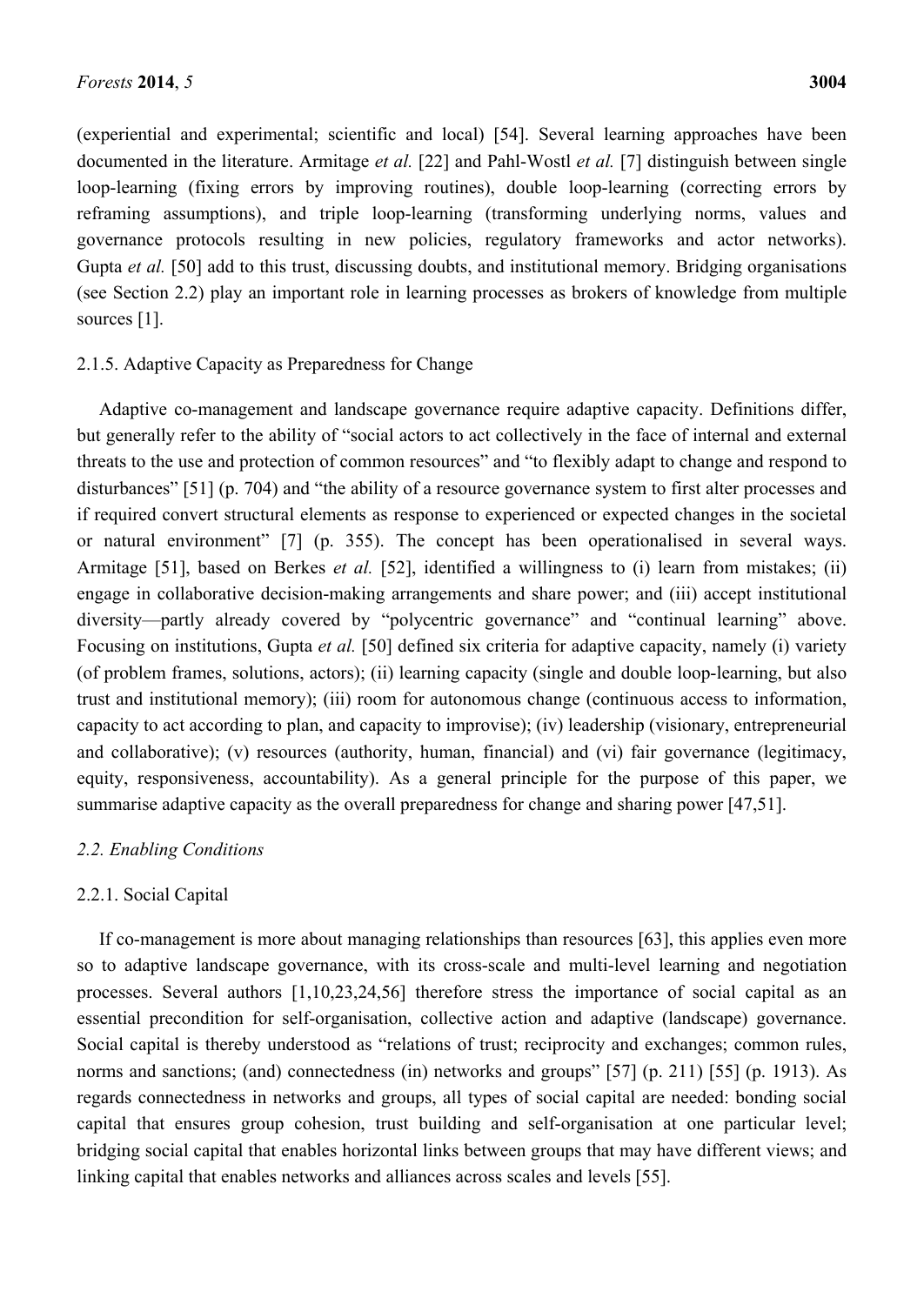(experiential and experimental; scientific and local) [54]. Several learning approaches have been documented in the literature. Armitage *et al.* [22] and Pahl-Wostl *et al.* [7] distinguish between single loop-learning (fixing errors by improving routines), double loop-learning (correcting errors by reframing assumptions), and triple loop-learning (transforming underlying norms, values and governance protocols resulting in new policies, regulatory frameworks and actor networks). Gupta *et al.* [50] add to this trust, discussing doubts, and institutional memory. Bridging organisations (see Section 2.2) play an important role in learning processes as brokers of knowledge from multiple sources [1].

#### 2.1.5. Adaptive Capacity as Preparedness for Change

Adaptive co-management and landscape governance require adaptive capacity. Definitions differ, but generally refer to the ability of "social actors to act collectively in the face of internal and external threats to the use and protection of common resources" and "to flexibly adapt to change and respond to disturbances" [51] (p. 704) and "the ability of a resource governance system to first alter processes and if required convert structural elements as response to experienced or expected changes in the societal or natural environment" [7] (p. 355). The concept has been operationalised in several ways. Armitage [51], based on Berkes *et al.* [52], identified a willingness to (i) learn from mistakes; (ii) engage in collaborative decision-making arrangements and share power; and (iii) accept institutional diversity—partly already covered by "polycentric governance" and "continual learning" above. Focusing on institutions, Gupta *et al.* [50] defined six criteria for adaptive capacity, namely (i) variety (of problem frames, solutions, actors); (ii) learning capacity (single and double loop-learning, but also trust and institutional memory); (iii) room for autonomous change (continuous access to information, capacity to act according to plan, and capacity to improvise); (iv) leadership (visionary, entrepreneurial and collaborative); (v) resources (authority, human, financial) and (vi) fair governance (legitimacy, equity, responsiveness, accountability). As a general principle for the purpose of this paper, we summarise adaptive capacity as the overall preparedness for change and sharing power [47,51].

### *2.2. Enabling Conditions*

#### 2.2.1. Social Capital

If co-management is more about managing relationships than resources [63], this applies even more so to adaptive landscape governance, with its cross-scale and multi-level learning and negotiation processes. Several authors [1,10,23,24,56] therefore stress the importance of social capital as an essential precondition for self-organisation, collective action and adaptive (landscape) governance. Social capital is thereby understood as "relations of trust; reciprocity and exchanges; common rules, norms and sanctions; (and) connectedness (in) networks and groups" [57] (p. 211) [55] (p. 1913). As regards connectedness in networks and groups, all types of social capital are needed: bonding social capital that ensures group cohesion, trust building and self-organisation at one particular level; bridging social capital that enables horizontal links between groups that may have different views; and linking capital that enables networks and alliances across scales and levels [55].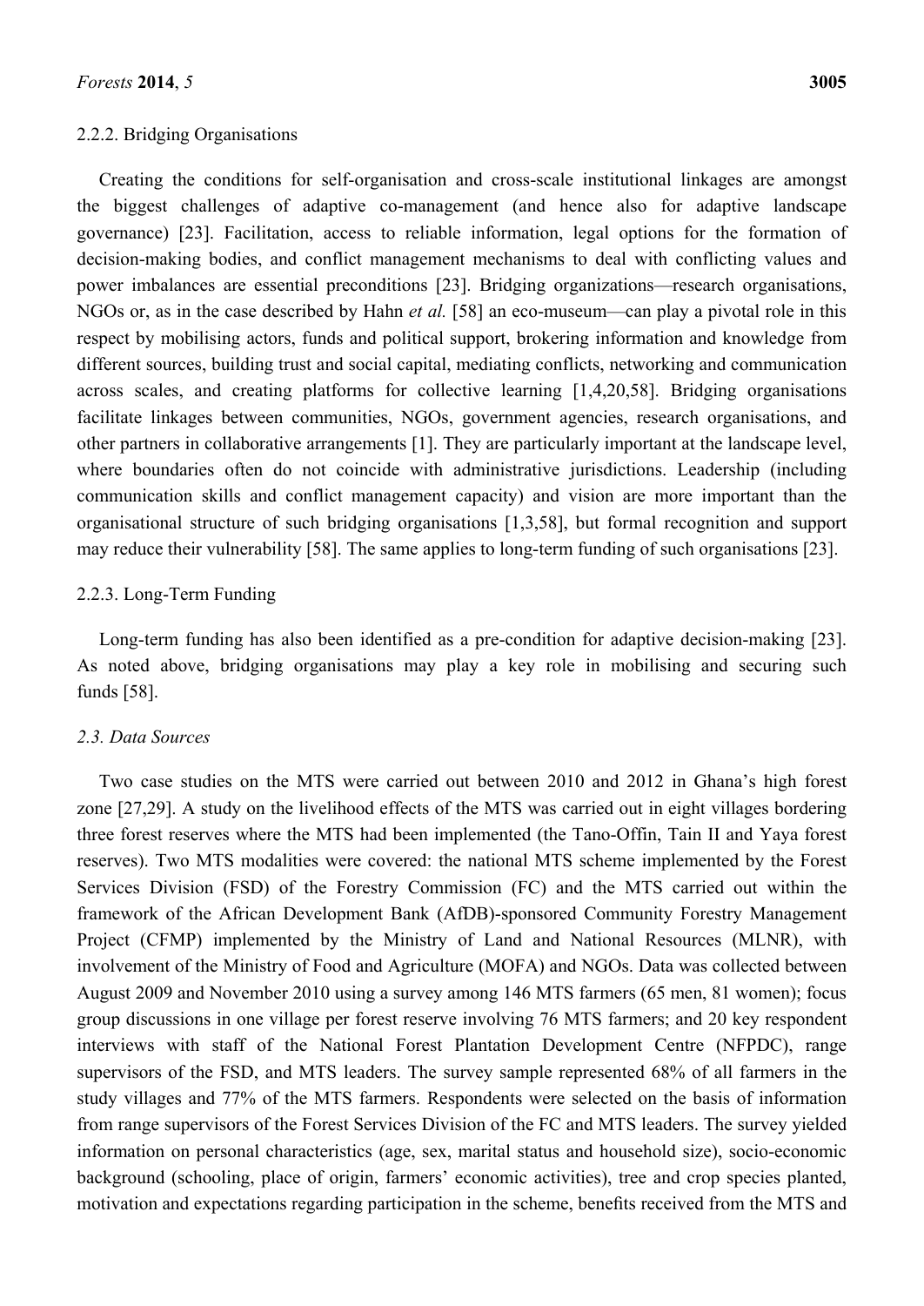#### 2.2.2. Bridging Organisations

Creating the conditions for self-organisation and cross-scale institutional linkages are amongst the biggest challenges of adaptive co-management (and hence also for adaptive landscape governance) [23]. Facilitation, access to reliable information, legal options for the formation of decision-making bodies, and conflict management mechanisms to deal with conflicting values and power imbalances are essential preconditions [23]. Bridging organizations—research organisations, NGOs or, as in the case described by Hahn *et al.* [58] an eco-museum—can play a pivotal role in this respect by mobilising actors, funds and political support, brokering information and knowledge from different sources, building trust and social capital, mediating conflicts, networking and communication across scales, and creating platforms for collective learning [1,4,20,58]. Bridging organisations facilitate linkages between communities, NGOs, government agencies, research organisations, and other partners in collaborative arrangements [1]. They are particularly important at the landscape level, where boundaries often do not coincide with administrative jurisdictions. Leadership (including communication skills and conflict management capacity) and vision are more important than the organisational structure of such bridging organisations [1,3,58], but formal recognition and support may reduce their vulnerability [58]. The same applies to long-term funding of such organisations [23].

#### 2.2.3. Long-Term Funding

Long-term funding has also been identified as a pre-condition for adaptive decision-making [23]. As noted above, bridging organisations may play a key role in mobilising and securing such funds [58].

### *2.3. Data Sources*

Two case studies on the MTS were carried out between 2010 and 2012 in Ghana's high forest zone [27,29]. A study on the livelihood effects of the MTS was carried out in eight villages bordering three forest reserves where the MTS had been implemented (the Tano-Offin, Tain II and Yaya forest reserves). Two MTS modalities were covered: the national MTS scheme implemented by the Forest Services Division (FSD) of the Forestry Commission (FC) and the MTS carried out within the framework of the African Development Bank (AfDB)-sponsored Community Forestry Management Project (CFMP) implemented by the Ministry of Land and National Resources (MLNR), with involvement of the Ministry of Food and Agriculture (MOFA) and NGOs. Data was collected between August 2009 and November 2010 using a survey among 146 MTS farmers (65 men, 81 women); focus group discussions in one village per forest reserve involving 76 MTS farmers; and 20 key respondent interviews with staff of the National Forest Plantation Development Centre (NFPDC), range supervisors of the FSD, and MTS leaders. The survey sample represented 68% of all farmers in the study villages and 77% of the MTS farmers. Respondents were selected on the basis of information from range supervisors of the Forest Services Division of the FC and MTS leaders. The survey yielded information on personal characteristics (age, sex, marital status and household size), socio-economic background (schooling, place of origin, farmers' economic activities), tree and crop species planted, motivation and expectations regarding participation in the scheme, benefits received from the MTS and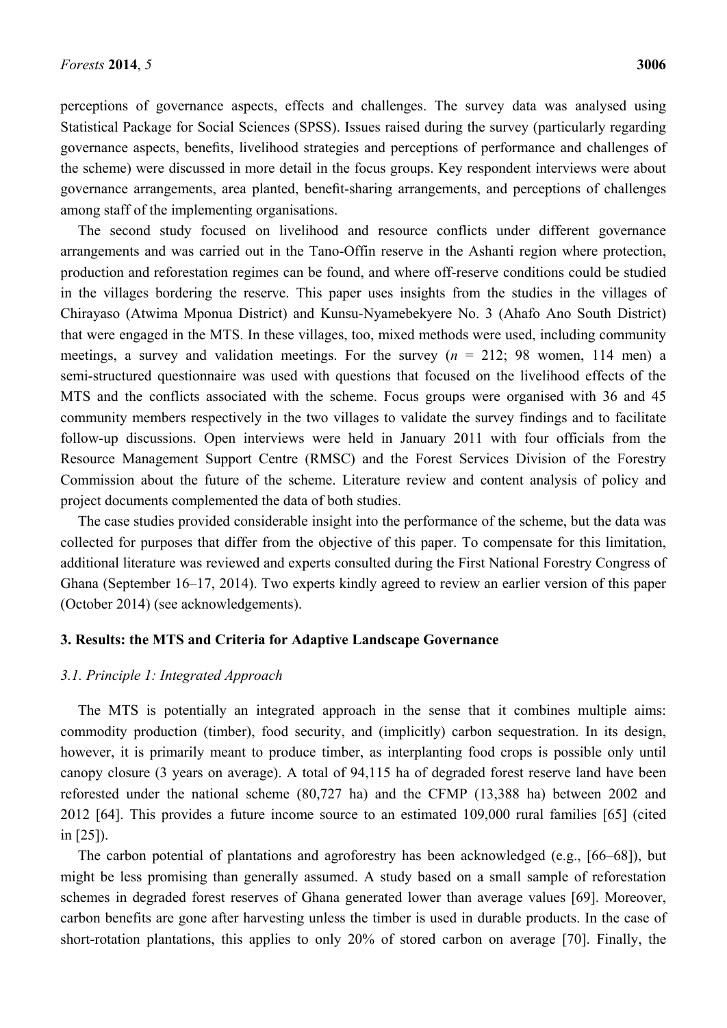perceptions of governance aspects, effects and challenges. The survey data was analysed using Statistical Package for Social Sciences (SPSS). Issues raised during the survey (particularly regarding governance aspects, benefits, livelihood strategies and perceptions of performance and challenges of the scheme) were discussed in more detail in the focus groups. Key respondent interviews were about governance arrangements, area planted, benefit-sharing arrangements, and perceptions of challenges among staff of the implementing organisations.

The second study focused on livelihood and resource conflicts under different governance arrangements and was carried out in the Tano-Offin reserve in the Ashanti region where protection, production and reforestation regimes can be found, and where off-reserve conditions could be studied in the villages bordering the reserve. This paper uses insights from the studies in the villages of Chirayaso (Atwima Mponua District) and Kunsu-Nyamebekyere No. 3 (Ahafo Ano South District) that were engaged in the MTS. In these villages, too, mixed methods were used, including community meetings, a survey and validation meetings. For the survey ($n$ = 212; 98 women, 114 men) a semi-structured questionnaire was used with questions that focused on the livelihood effects of the MTS and the conflicts associated with the scheme. Focus groups were organised with 36 and 45 community members respectively in the two villages to validate the survey findings and to facilitate follow-up discussions. Open interviews were held in January 2011 with four officials from the Resource Management Support Centre (RMSC) and the Forest Services Division of the Forestry Commission about the future of the scheme. Literature review and content analysis of policy and project documents complemented the data of both studies.

The case studies provided considerable insight into the performance of the scheme, but the data was collected for purposes that differ from the objective of this paper. To compensate for this limitation, additional literature was reviewed and experts consulted during the First National Forestry Congress of Ghana (September 16–17, 2014). Two experts kindly agreed to review an earlier version of this paper (October 2014) (see acknowledgements).

## 3. Results: the MTS and Criteria for Adaptive Landscape Governance

### 3.1. Principle 1: Integrated Approach

The MTS is potentially an integrated approach in the sense that it combines multiple aims: commodity production (timber), food security, and (implicitly) carbon sequestration. In its design, however, it is primarily meant to produce timber, as interplanting food crops is possible only until canopy closure (3 years on average). A total of 94,115 ha of degraded forest reserve land have been reforested under the national scheme (80,727 ha) and the CFMP (13,388 ha) between 2002 and 2012 [64]. This provides a future income source to an estimated 109,000 rural families [65] (cited in [25]).

The carbon potential of plantations and agroforestry has been acknowledged (e.g., [66–68]), but might be less promising than generally assumed. A study based on a small sample of reforestation schemes in degraded forest reserves of Ghana generated lower than average values [69]. Moreover, carbon benefits are gone after harvesting unless the timber is used in durable products. In the case of short-rotation plantations, this applies to only 20% of stored carbon on average [70]. Finally, the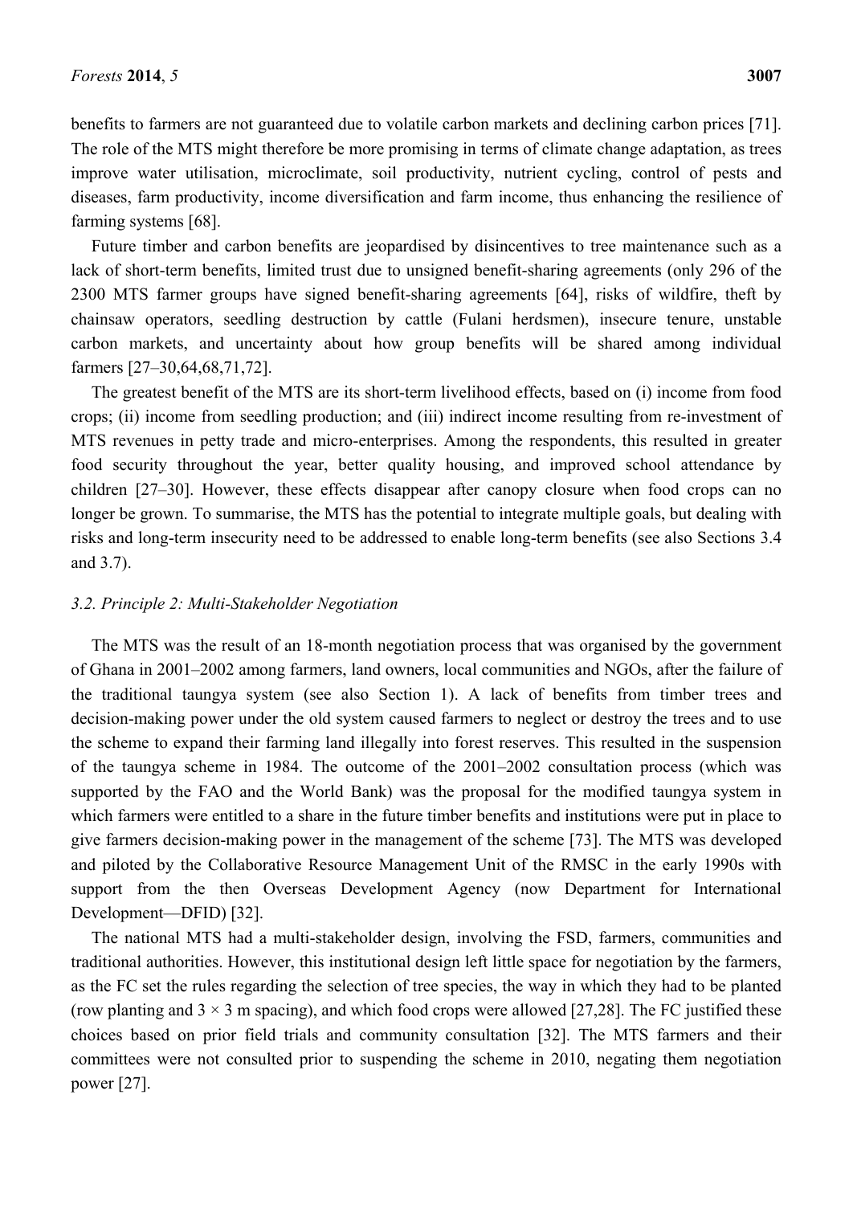benefits to farmers are not guaranteed due to volatile carbon markets and declining carbon prices [71]. The role of the MTS might therefore be more promising in terms of climate change adaptation, as trees improve water utilisation, microclimate, soil productivity, nutrient cycling, control of pests and diseases, farm productivity, income diversification and farm income, thus enhancing the resilience of farming systems [68].

Future timber and carbon benefits are jeopardised by disincentives to tree maintenance such as a lack of short-term benefits, limited trust due to unsigned benefit-sharing agreements (only 296 of the 2300 MTS farmer groups have signed benefit-sharing agreements [64], risks of wildfire, theft by chainsaw operators, seedling destruction by cattle (Fulani herdsmen), insecure tenure, unstable carbon markets, and uncertainty about how group benefits will be shared among individual farmers [27–30,64,68,71,72].

The greatest benefit of the MTS are its short-term livelihood effects, based on (i) income from food crops; (ii) income from seedling production; and (iii) indirect income resulting from re-investment of MTS revenues in petty trade and micro-enterprises. Among the respondents, this resulted in greater food security throughout the year, better quality housing, and improved school attendance by children [27–30]. However, these effects disappear after canopy closure when food crops can no longer be grown. To summarise, the MTS has the potential to integrate multiple goals, but dealing with risks and long-term insecurity need to be addressed to enable long-term benefits (see also Sections 3.4 and 3.7).

### *3.2. Principle 2: Multi-Stakeholder Negotiation*

The MTS was the result of an 18-month negotiation process that was organised by the government of Ghana in 2001–2002 among farmers, land owners, local communities and NGOs, after the failure of the traditional taungya system (see also Section 1). A lack of benefits from timber trees and decision-making power under the old system caused farmers to neglect or destroy the trees and to use the scheme to expand their farming land illegally into forest reserves. This resulted in the suspension of the taungya scheme in 1984. The outcome of the 2001–2002 consultation process (which was supported by the FAO and the World Bank) was the proposal for the modified taungya system in which farmers were entitled to a share in the future timber benefits and institutions were put in place to give farmers decision-making power in the management of the scheme [73]. The MTS was developed and piloted by the Collaborative Resource Management Unit of the RMSC in the early 1990s with support from the then Overseas Development Agency (now Department for International Development—DFID) [32].

The national MTS had a multi-stakeholder design, involving the FSD, farmers, communities and traditional authorities. However, this institutional design left little space for negotiation by the farmers, as the FC set the rules regarding the selection of tree species, the way in which they had to be planted (row planting and 3 × 3 m spacing), and which food crops were allowed [27,28]. The FC justified these choices based on prior field trials and community consultation [32]. The MTS farmers and their committees were not consulted prior to suspending the scheme in 2010, negating them negotiation power [27].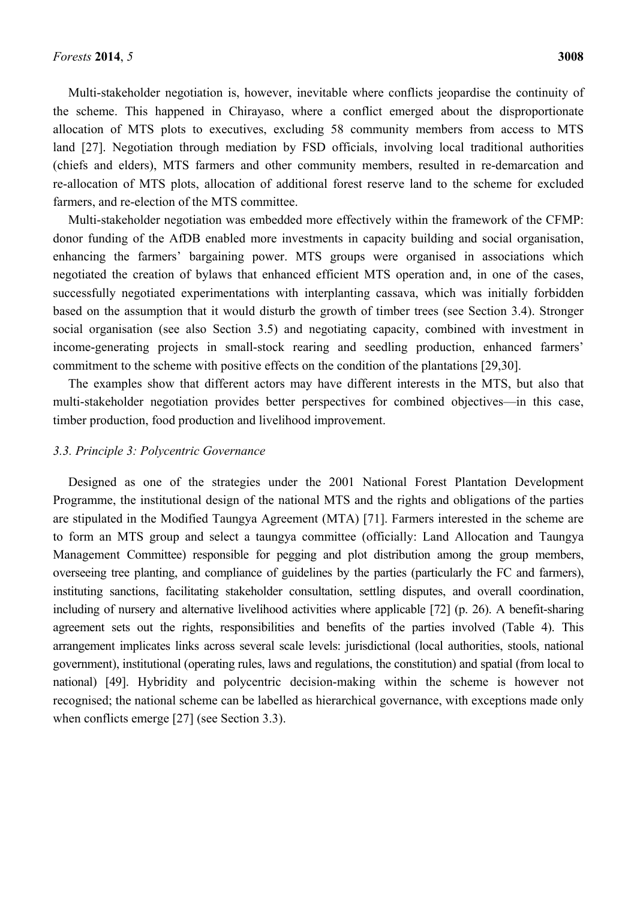Multi-stakeholder negotiation is, however, inevitable where conflicts jeopardise the continuity of the scheme. This happened in Chirayaso, where a conflict emerged about the disproportionate allocation of MTS plots to executives, excluding 58 community members from access to MTS land [27]. Negotiation through mediation by FSD officials, involving local traditional authorities (chiefs and elders), MTS farmers and other community members, resulted in re-demarcation and re-allocation of MTS plots, allocation of additional forest reserve land to the scheme for excluded farmers, and re-election of the MTS committee.

Multi-stakeholder negotiation was embedded more effectively within the framework of the CFMP: donor funding of the AfDB enabled more investments in capacity building and social organisation, enhancing the farmers' bargaining power. MTS groups were organised in associations which negotiated the creation of bylaws that enhanced efficient MTS operation and, in one of the cases, successfully negotiated experimentations with interplanting cassava, which was initially forbidden based on the assumption that it would disturb the growth of timber trees (see Section 3.4). Stronger social organisation (see also Section 3.5) and negotiating capacity, combined with investment in income-generating projects in small-stock rearing and seedling production, enhanced farmers' commitment to the scheme with positive effects on the condition of the plantations [29,30].

The examples show that different actors may have different interests in the MTS, but also that multi-stakeholder negotiation provides better perspectives for combined objectives—in this case, timber production, food production and livelihood improvement.

### *3.3. Principle 3: Polycentric Governance*

Designed as one of the strategies under the 2001 National Forest Plantation Development Programme, the institutional design of the national MTS and the rights and obligations of the parties are stipulated in the Modified Taungya Agreement (MTA) [71]. Farmers interested in the scheme are to form an MTS group and select a taungya committee (officially: Land Allocation and Taungya Management Committee) responsible for pegging and plot distribution among the group members, overseeing tree planting, and compliance of guidelines by the parties (particularly the FC and farmers), instituting sanctions, facilitating stakeholder consultation, settling disputes, and overall coordination, including of nursery and alternative livelihood activities where applicable [72] (p. 26). A benefit-sharing agreement sets out the rights, responsibilities and benefits of the parties involved (Table 4). This arrangement implicates links across several scale levels: jurisdictional (local authorities, stools, national government), institutional (operating rules, laws and regulations, the constitution) and spatial (from local to national) [49]. Hybridity and polycentric decision-making within the scheme is however not recognised; the national scheme can be labelled as hierarchical governance, with exceptions made only when conflicts emerge [27] (see Section 3.3).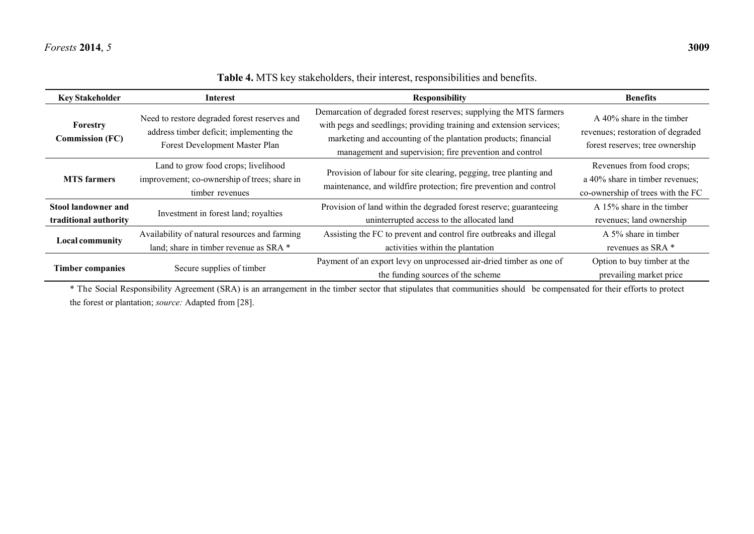**Table 4.** MTS key stakeholders, their interest, responsibilities and benefits.

| Key Stakeholder | Interest | Responsibility | Benefits |
|---|---|---|---|
| **Forestry Commission (FC)** | Need to restore degraded forest reserves and address timber deficit; implementing the Forest Development Master Plan | Demarcation of degraded forest reserves; supplying the MTS farmers with pegs and seedlings; providing training and extension services; marketing and accounting of the plantation products; financial management and supervision; fire prevention and control | A 40% share in the timber revenues; restoration of degraded forest reserves; tree ownership |
| **MTS farmers** | Land to grow food crops; livelihood improvement; co-ownership of trees; share in timber revenues | Provision of labour for site clearing, pegging, tree planting and maintenance, and wildfire protection; fire prevention and control | Revenues from food crops; a 40% share in timber revenues; co-ownership of trees with the FC |
| **Stool landowner and traditional authority** | Investment in forest land; royalties | Provision of land within the degraded forest reserve; guaranteeing uninterrupted access to the allocated land | A 15% share in the timber revenues; land ownership |
| **Local community** | Availability of natural resources and farming land; share in timber revenue as SRA * | Assisting the FC to prevent and control fire outbreaks and illegal activities within the plantation | A 5% share in timber revenues as SRA * |
| **Timber companies** | Secure supplies of timber | Payment of an export levy on unprocessed air-dried timber as one of the funding sources of the scheme | Option to buy timber at the prevailing market price |

* The Social Responsibility Agreement (SRA) is an arrangement in the timber sector that stipulates that communities should be compensated for their efforts to protect the forest or plantation; *source:* Adapted from [28].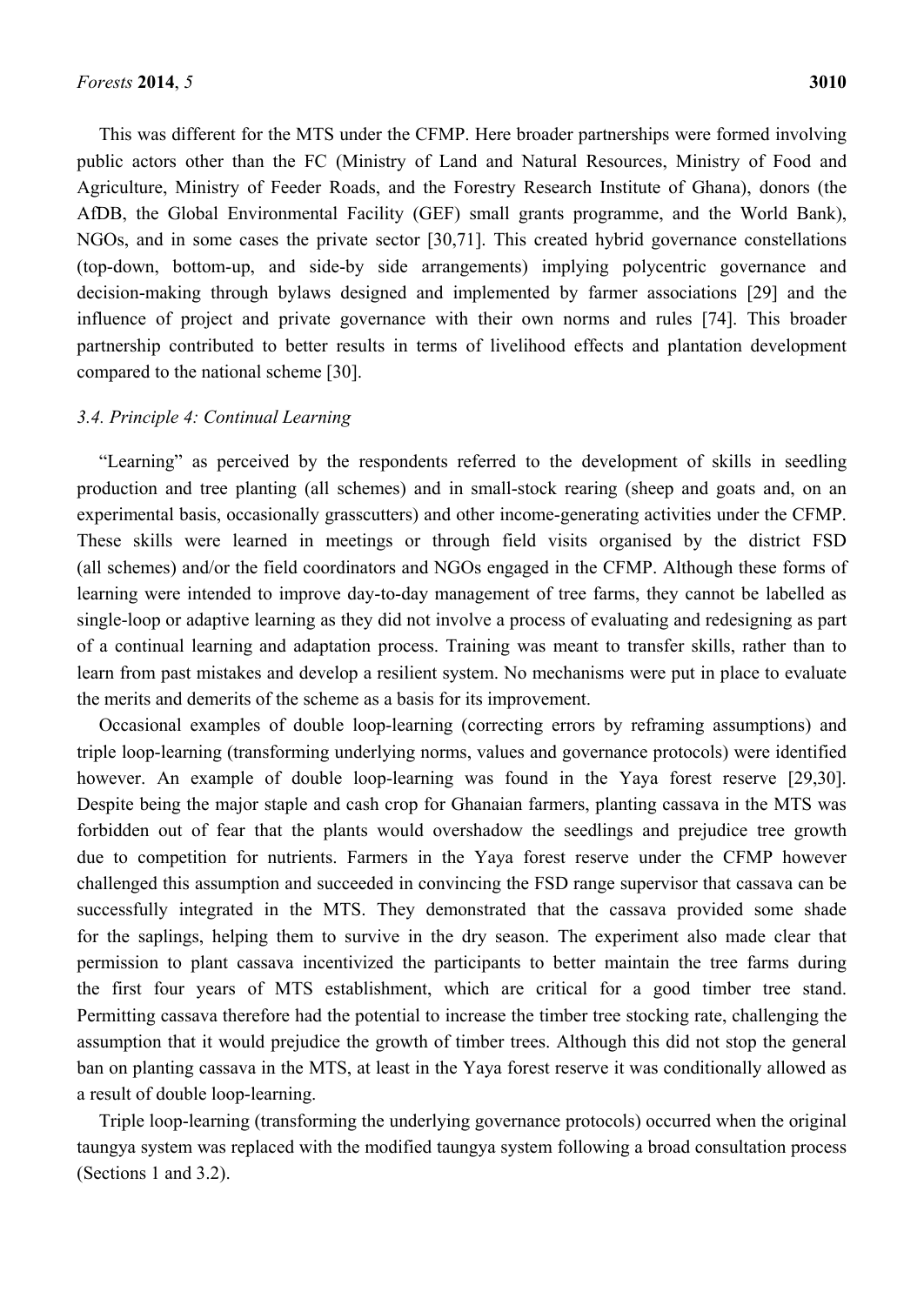This was different for the MTS under the CFMP. Here broader partnerships were formed involving public actors other than the FC (Ministry of Land and Natural Resources, Ministry of Food and Agriculture, Ministry of Feeder Roads, and the Forestry Research Institute of Ghana), donors (the AfDB, the Global Environmental Facility (GEF) small grants programme, and the World Bank), NGOs, and in some cases the private sector [30,71]. This created hybrid governance constellations (top-down, bottom-up, and side-by side arrangements) implying polycentric governance and decision-making through bylaws designed and implemented by farmer associations [29] and the influence of project and private governance with their own norms and rules [74]. This broader partnership contributed to better results in terms of livelihood effects and plantation development compared to the national scheme [30].

### *3.4. Principle 4: Continual Learning*

"Learning" as perceived by the respondents referred to the development of skills in seedling production and tree planting (all schemes) and in small-stock rearing (sheep and goats and, on an experimental basis, occasionally grasscutters) and other income-generating activities under the CFMP. These skills were learned in meetings or through field visits organised by the district FSD (all schemes) and/or the field coordinators and NGOs engaged in the CFMP. Although these forms of learning were intended to improve day-to-day management of tree farms, they cannot be labelled as single-loop or adaptive learning as they did not involve a process of evaluating and redesigning as part of a continual learning and adaptation process. Training was meant to transfer skills, rather than to learn from past mistakes and develop a resilient system. No mechanisms were put in place to evaluate the merits and demerits of the scheme as a basis for its improvement.

Occasional examples of double loop-learning (correcting errors by reframing assumptions) and triple loop-learning (transforming underlying norms, values and governance protocols) were identified however. An example of double loop-learning was found in the Yaya forest reserve [29,30]. Despite being the major staple and cash crop for Ghanaian farmers, planting cassava in the MTS was forbidden out of fear that the plants would overshadow the seedlings and prejudice tree growth due to competition for nutrients. Farmers in the Yaya forest reserve under the CFMP however challenged this assumption and succeeded in convincing the FSD range supervisor that cassava can be successfully integrated in the MTS. They demonstrated that the cassava provided some shade for the saplings, helping them to survive in the dry season. The experiment also made clear that permission to plant cassava incentivized the participants to better maintain the tree farms during the first four years of MTS establishment, which are critical for a good timber tree stand. Permitting cassava therefore had the potential to increase the timber tree stocking rate, challenging the assumption that it would prejudice the growth of timber trees. Although this did not stop the general ban on planting cassava in the MTS, at least in the Yaya forest reserve it was conditionally allowed as a result of double loop-learning.

Triple loop-learning (transforming the underlying governance protocols) occurred when the original taungya system was replaced with the modified taungya system following a broad consultation process (Sections 1 and 3.2).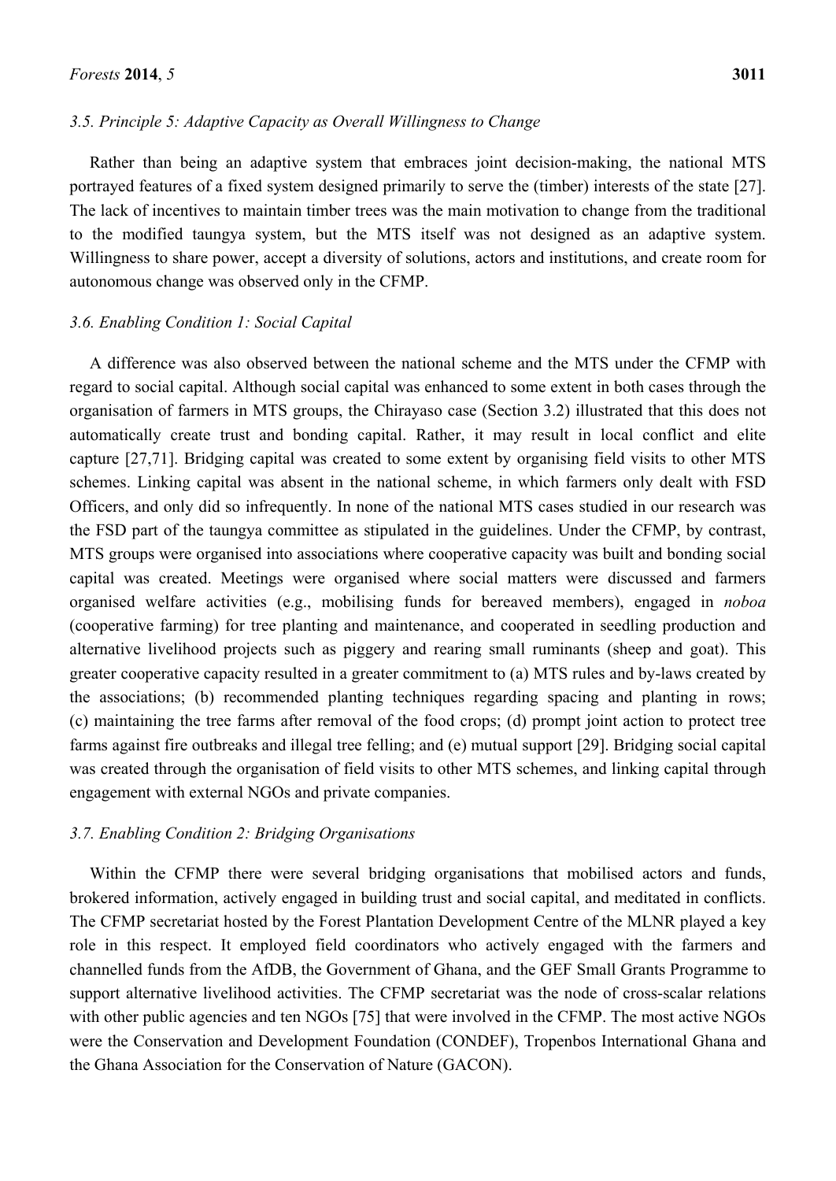### *3.5. Principle 5: Adaptive Capacity as Overall Willingness to Change*

Rather than being an adaptive system that embraces joint decision-making, the national MTS portrayed features of a fixed system designed primarily to serve the (timber) interests of the state [27]. The lack of incentives to maintain timber trees was the main motivation to change from the traditional to the modified taungya system, but the MTS itself was not designed as an adaptive system. Willingness to share power, accept a diversity of solutions, actors and institutions, and create room for autonomous change was observed only in the CFMP.

### *3.6. Enabling Condition 1: Social Capital*

A difference was also observed between the national scheme and the MTS under the CFMP with regard to social capital. Although social capital was enhanced to some extent in both cases through the organisation of farmers in MTS groups, the Chirayaso case (Section 3.2) illustrated that this does not automatically create trust and bonding capital. Rather, it may result in local conflict and elite capture [27,71]. Bridging capital was created to some extent by organising field visits to other MTS schemes. Linking capital was absent in the national scheme, in which farmers only dealt with FSD Officers, and only did so infrequently. In none of the national MTS cases studied in our research was the FSD part of the taungya committee as stipulated in the guidelines. Under the CFMP, by contrast, MTS groups were organised into associations where cooperative capacity was built and bonding social capital was created. Meetings were organised where social matters were discussed and farmers organised welfare activities (e.g., mobilising funds for bereaved members), engaged in *noboa* (cooperative farming) for tree planting and maintenance, and cooperated in seedling production and alternative livelihood projects such as piggery and rearing small ruminants (sheep and goat). This greater cooperative capacity resulted in a greater commitment to (a) MTS rules and by-laws created by the associations; (b) recommended planting techniques regarding spacing and planting in rows; (c) maintaining the tree farms after removal of the food crops; (d) prompt joint action to protect tree farms against fire outbreaks and illegal tree felling; and (e) mutual support [29]. Bridging social capital was created through the organisation of field visits to other MTS schemes, and linking capital through engagement with external NGOs and private companies.

### *3.7. Enabling Condition 2: Bridging Organisations*

Within the CFMP there were several bridging organisations that mobilised actors and funds, brokered information, actively engaged in building trust and social capital, and meditated in conflicts. The CFMP secretariat hosted by the Forest Plantation Development Centre of the MLNR played a key role in this respect. It employed field coordinators who actively engaged with the farmers and channelled funds from the AfDB, the Government of Ghana, and the GEF Small Grants Programme to support alternative livelihood activities. The CFMP secretariat was the node of cross-scalar relations with other public agencies and ten NGOs [75] that were involved in the CFMP. The most active NGOs were the Conservation and Development Foundation (CONDEF), Tropenbos International Ghana and the Ghana Association for the Conservation of Nature (GACON).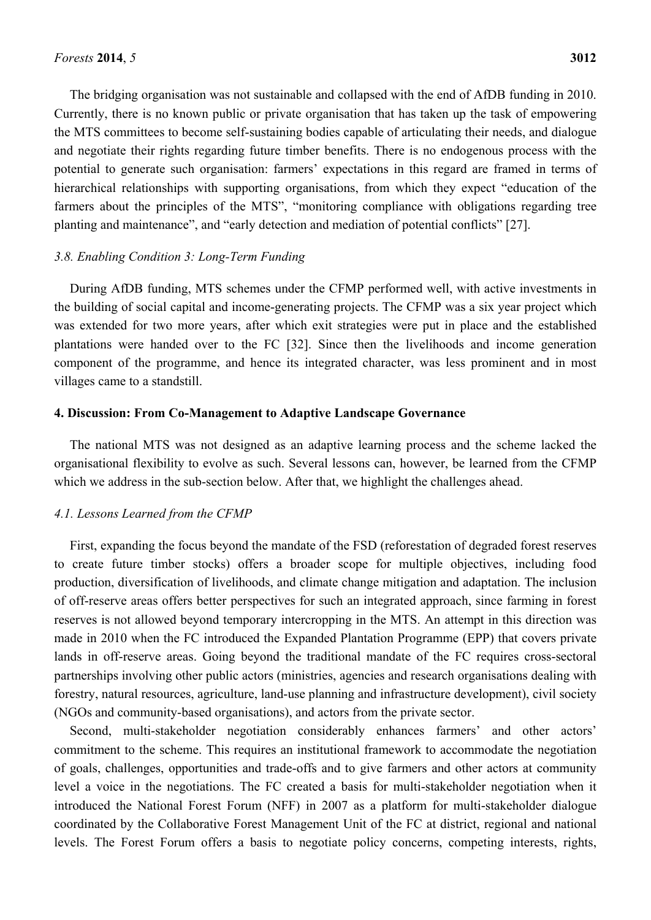The bridging organisation was not sustainable and collapsed with the end of AfDB funding in 2010. Currently, there is no known public or private organisation that has taken up the task of empowering the MTS committees to become self-sustaining bodies capable of articulating their needs, and dialogue and negotiate their rights regarding future timber benefits. There is no endogenous process with the potential to generate such organisation: farmers' expectations in this regard are framed in terms of hierarchical relationships with supporting organisations, from which they expect "education of the farmers about the principles of the MTS", "monitoring compliance with obligations regarding tree planting and maintenance", and "early detection and mediation of potential conflicts" [27].

### *3.8. Enabling Condition 3: Long-Term Funding*

During AfDB funding, MTS schemes under the CFMP performed well, with active investments in the building of social capital and income-generating projects. The CFMP was a six year project which was extended for two more years, after which exit strategies were put in place and the established plantations were handed over to the FC [32]. Since then the livelihoods and income generation component of the programme, and hence its integrated character, was less prominent and in most villages came to a standstill.

## **4. Discussion: From Co-Management to Adaptive Landscape Governance**

The national MTS was not designed as an adaptive learning process and the scheme lacked the organisational flexibility to evolve as such. Several lessons can, however, be learned from the CFMP which we address in the sub-section below. After that, we highlight the challenges ahead.

### *4.1. Lessons Learned from the CFMP*

First, expanding the focus beyond the mandate of the FSD (reforestation of degraded forest reserves to create future timber stocks) offers a broader scope for multiple objectives, including food production, diversification of livelihoods, and climate change mitigation and adaptation. The inclusion of off-reserve areas offers better perspectives for such an integrated approach, since farming in forest reserves is not allowed beyond temporary intercropping in the MTS. An attempt in this direction was made in 2010 when the FC introduced the Expanded Plantation Programme (EPP) that covers private lands in off-reserve areas. Going beyond the traditional mandate of the FC requires cross-sectoral partnerships involving other public actors (ministries, agencies and research organisations dealing with forestry, natural resources, agriculture, land-use planning and infrastructure development), civil society (NGOs and community-based organisations), and actors from the private sector.

Second, multi-stakeholder negotiation considerably enhances farmers' and other actors' commitment to the scheme. This requires an institutional framework to accommodate the negotiation of goals, challenges, opportunities and trade-offs and to give farmers and other actors at community level a voice in the negotiations. The FC created a basis for multi-stakeholder negotiation when it introduced the National Forest Forum (NFF) in 2007 as a platform for multi-stakeholder dialogue coordinated by the Collaborative Forest Management Unit of the FC at district, regional and national levels. The Forest Forum offers a basis to negotiate policy concerns, competing interests, rights,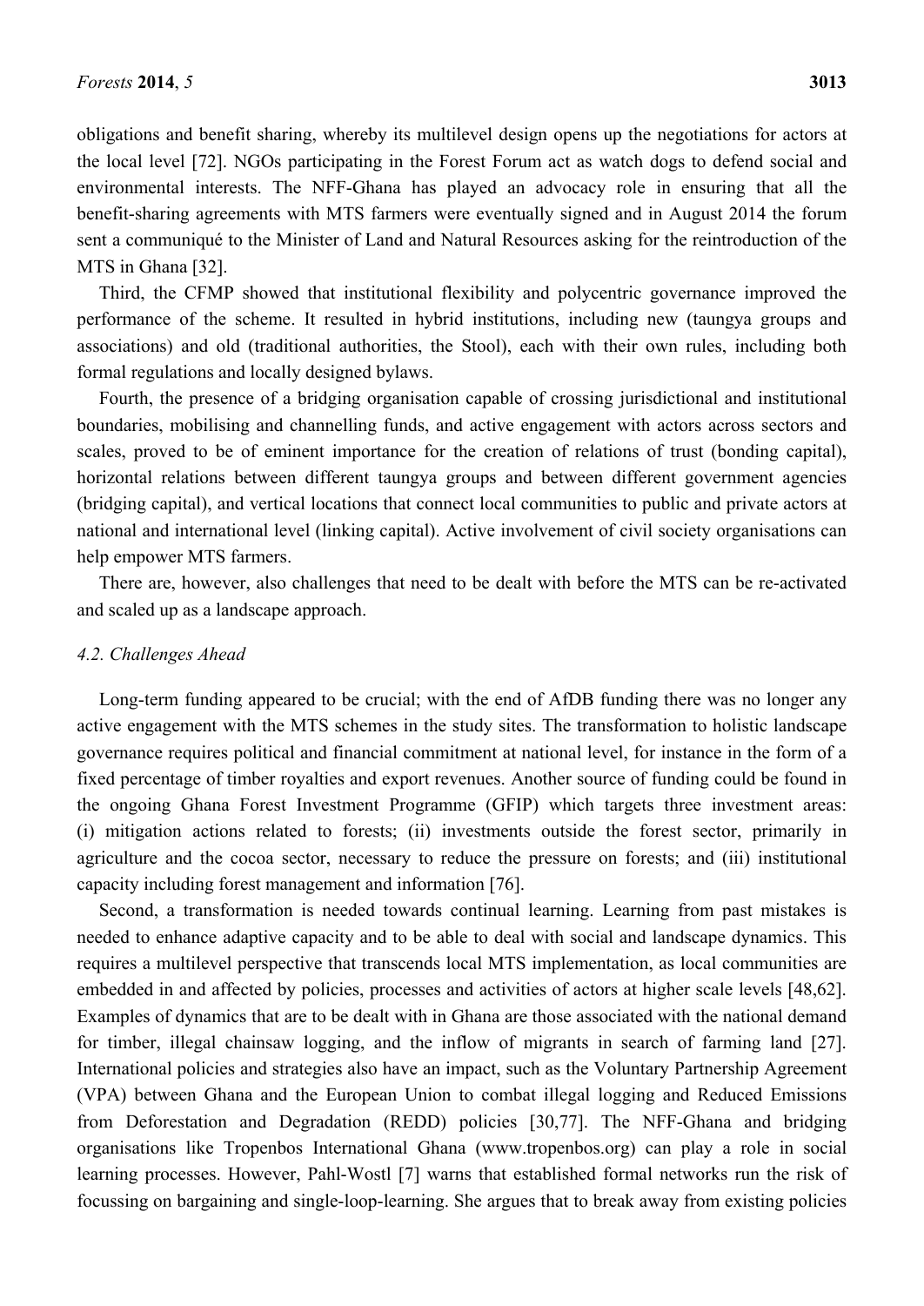obligations and benefit sharing, whereby its multilevel design opens up the negotiations for actors at the local level [72]. NGOs participating in the Forest Forum act as watch dogs to defend social and environmental interests. The NFF-Ghana has played an advocacy role in ensuring that all the benefit-sharing agreements with MTS farmers were eventually signed and in August 2014 the forum sent a communiqué to the Minister of Land and Natural Resources asking for the reintroduction of the MTS in Ghana [32].

Third, the CFMP showed that institutional flexibility and polycentric governance improved the performance of the scheme. It resulted in hybrid institutions, including new (taungya groups and associations) and old (traditional authorities, the Stool), each with their own rules, including both formal regulations and locally designed bylaws.

Fourth, the presence of a bridging organisation capable of crossing jurisdictional and institutional boundaries, mobilising and channelling funds, and active engagement with actors across sectors and scales, proved to be of eminent importance for the creation of relations of trust (bonding capital), horizontal relations between different taungya groups and between different government agencies (bridging capital), and vertical locations that connect local communities to public and private actors at national and international level (linking capital). Active involvement of civil society organisations can help empower MTS farmers.

There are, however, also challenges that need to be dealt with before the MTS can be re-activated and scaled up as a landscape approach.

### *4.2. Challenges Ahead*

Long-term funding appeared to be crucial; with the end of AfDB funding there was no longer any active engagement with the MTS schemes in the study sites. The transformation to holistic landscape governance requires political and financial commitment at national level, for instance in the form of a fixed percentage of timber royalties and export revenues. Another source of funding could be found in the ongoing Ghana Forest Investment Programme (GFIP) which targets three investment areas: (i) mitigation actions related to forests; (ii) investments outside the forest sector, primarily in agriculture and the cocoa sector, necessary to reduce the pressure on forests; and (iii) institutional capacity including forest management and information [76].

Second, a transformation is needed towards continual learning. Learning from past mistakes is needed to enhance adaptive capacity and to be able to deal with social and landscape dynamics. This requires a multilevel perspective that transcends local MTS implementation, as local communities are embedded in and affected by policies, processes and activities of actors at higher scale levels [48,62]. Examples of dynamics that are to be dealt with in Ghana are those associated with the national demand for timber, illegal chainsaw logging, and the inflow of migrants in search of farming land [27]. International policies and strategies also have an impact, such as the Voluntary Partnership Agreement (VPA) between Ghana and the European Union to combat illegal logging and Reduced Emissions from Deforestation and Degradation (REDD) policies [30,77]. The NFF-Ghana and bridging organisations like Tropenbos International Ghana (www.tropenbos.org) can play a role in social learning processes. However, Pahl-Wostl [7] warns that established formal networks run the risk of focussing on bargaining and single-loop-learning. She argues that to break away from existing policies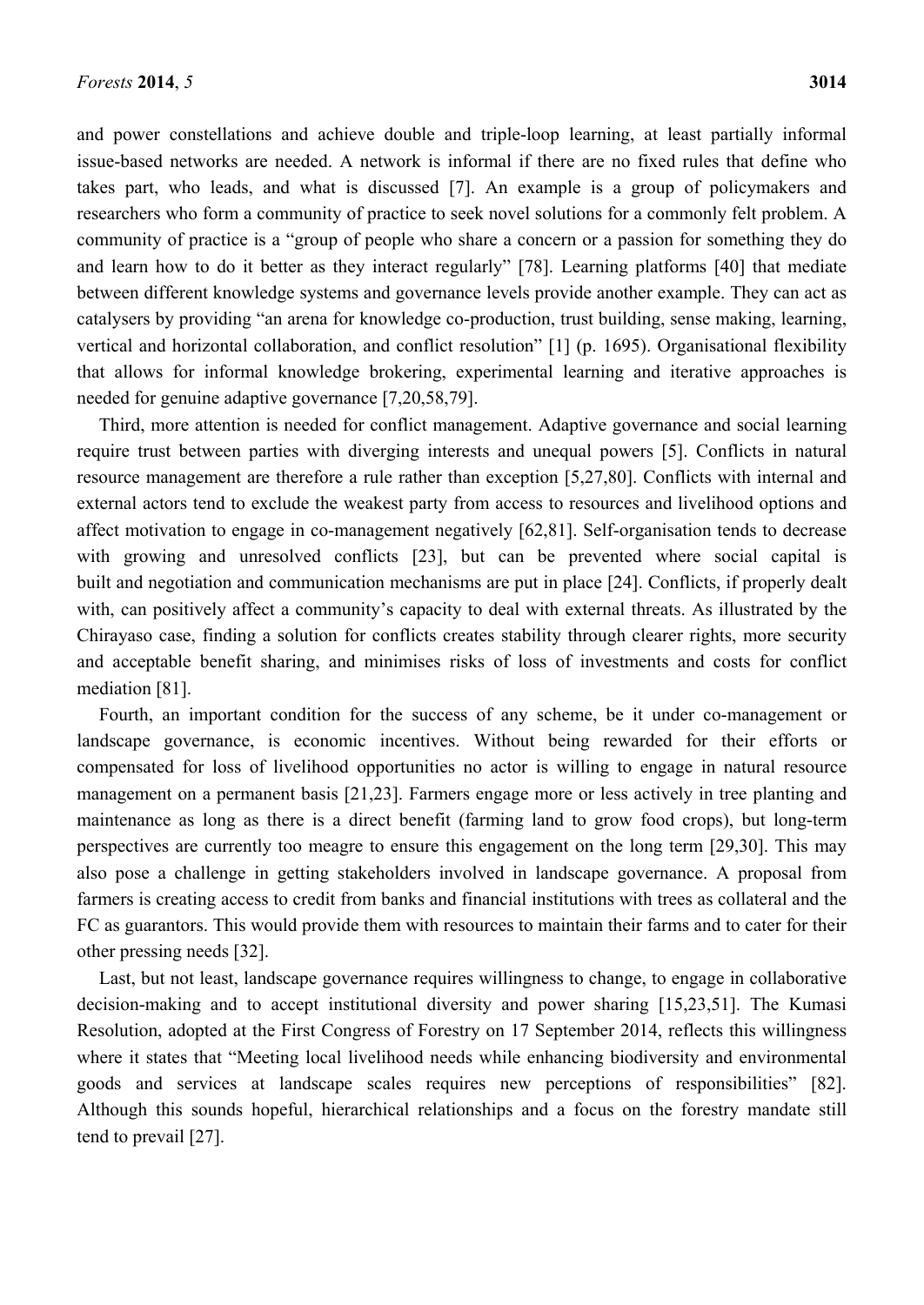and power constellations and achieve double and triple-loop learning, at least partially informal issue-based networks are needed. A network is informal if there are no fixed rules that define who takes part, who leads, and what is discussed [7]. An example is a group of policymakers and researchers who form a community of practice to seek novel solutions for a commonly felt problem. A community of practice is a "group of people who share a concern or a passion for something they do and learn how to do it better as they interact regularly" [78]. Learning platforms [40] that mediate between different knowledge systems and governance levels provide another example. They can act as catalysers by providing "an arena for knowledge co-production, trust building, sense making, learning, vertical and horizontal collaboration, and conflict resolution" [1] (p. 1695). Organisational flexibility that allows for informal knowledge brokering, experimental learning and iterative approaches is needed for genuine adaptive governance [7,20,58,79].

Third, more attention is needed for conflict management. Adaptive governance and social learning require trust between parties with diverging interests and unequal powers [5]. Conflicts in natural resource management are therefore a rule rather than exception [5,27,80]. Conflicts with internal and external actors tend to exclude the weakest party from access to resources and livelihood options and affect motivation to engage in co-management negatively [62,81]. Self-organisation tends to decrease with growing and unresolved conflicts [23], but can be prevented where social capital is built and negotiation and communication mechanisms are put in place [24]. Conflicts, if properly dealt with, can positively affect a community's capacity to deal with external threats. As illustrated by the Chirayaso case, finding a solution for conflicts creates stability through clearer rights, more security and acceptable benefit sharing, and minimises risks of loss of investments and costs for conflict mediation [81].

Fourth, an important condition for the success of any scheme, be it under co-management or landscape governance, is economic incentives. Without being rewarded for their efforts or compensated for loss of livelihood opportunities no actor is willing to engage in natural resource management on a permanent basis [21,23]. Farmers engage more or less actively in tree planting and maintenance as long as there is a direct benefit (farming land to grow food crops), but long-term perspectives are currently too meagre to ensure this engagement on the long term [29,30]. This may also pose a challenge in getting stakeholders involved in landscape governance. A proposal from farmers is creating access to credit from banks and financial institutions with trees as collateral and the FC as guarantors. This would provide them with resources to maintain their farms and to cater for their other pressing needs [32].

Last, but not least, landscape governance requires willingness to change, to engage in collaborative decision-making and to accept institutional diversity and power sharing [15,23,51]. The Kumasi Resolution, adopted at the First Congress of Forestry on 17 September 2014, reflects this willingness where it states that "Meeting local livelihood needs while enhancing biodiversity and environmental goods and services at landscape scales requires new perceptions of responsibilities" [82]. Although this sounds hopeful, hierarchical relationships and a focus on the forestry mandate still tend to prevail [27].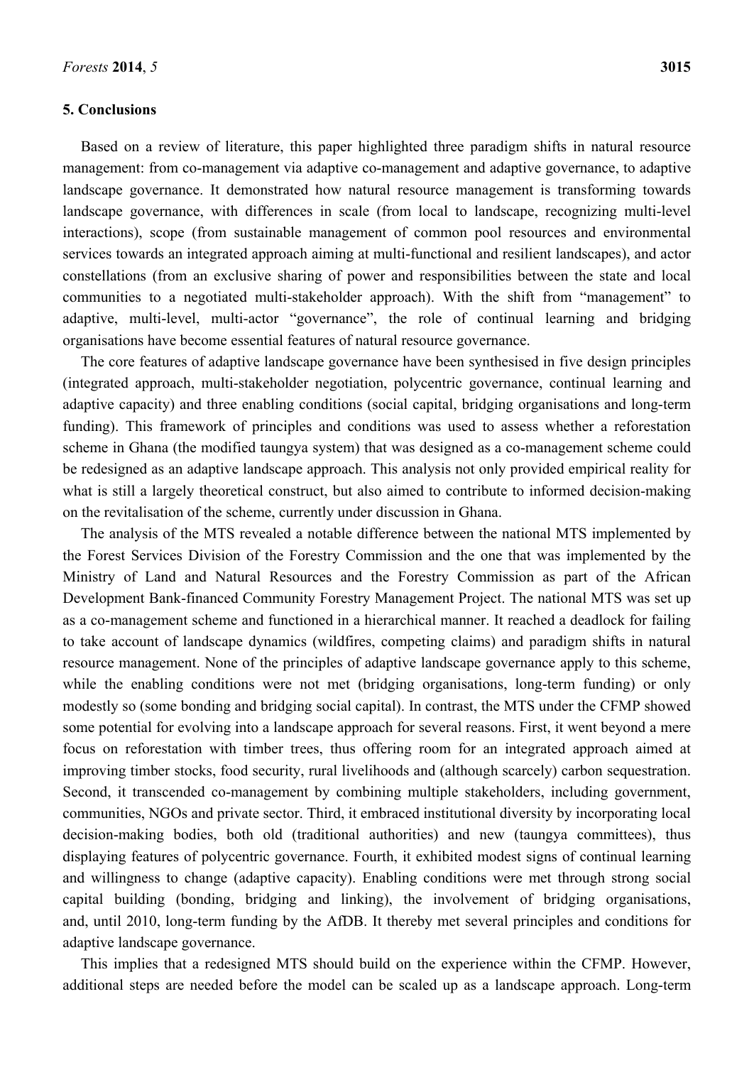## 5. Conclusions

Based on a review of literature, this paper highlighted three paradigm shifts in natural resource management: from co-management via adaptive co-management and adaptive governance, to adaptive landscape governance. It demonstrated how natural resource management is transforming towards landscape governance, with differences in scale (from local to landscape, recognizing multi-level interactions), scope (from sustainable management of common pool resources and environmental services towards an integrated approach aiming at multi-functional and resilient landscapes), and actor constellations (from an exclusive sharing of power and responsibilities between the state and local communities to a negotiated multi-stakeholder approach). With the shift from "management" to adaptive, multi-level, multi-actor "governance", the role of continual learning and bridging organisations have become essential features of natural resource governance.

The core features of adaptive landscape governance have been synthesised in five design principles (integrated approach, multi-stakeholder negotiation, polycentric governance, continual learning and adaptive capacity) and three enabling conditions (social capital, bridging organisations and long-term funding). This framework of principles and conditions was used to assess whether a reforestation scheme in Ghana (the modified taungya system) that was designed as a co-management scheme could be redesigned as an adaptive landscape approach. This analysis not only provided empirical reality for what is still a largely theoretical construct, but also aimed to contribute to informed decision-making on the revitalisation of the scheme, currently under discussion in Ghana.

The analysis of the MTS revealed a notable difference between the national MTS implemented by the Forest Services Division of the Forestry Commission and the one that was implemented by the Ministry of Land and Natural Resources and the Forestry Commission as part of the African Development Bank-financed Community Forestry Management Project. The national MTS was set up as a co-management scheme and functioned in a hierarchical manner. It reached a deadlock for failing to take account of landscape dynamics (wildfires, competing claims) and paradigm shifts in natural resource management. None of the principles of adaptive landscape governance apply to this scheme, while the enabling conditions were not met (bridging organisations, long-term funding) or only modestly so (some bonding and bridging social capital). In contrast, the MTS under the CFMP showed some potential for evolving into a landscape approach for several reasons. First, it went beyond a mere focus on reforestation with timber trees, thus offering room for an integrated approach aimed at improving timber stocks, food security, rural livelihoods and (although scarcely) carbon sequestration. Second, it transcended co-management by combining multiple stakeholders, including government, communities, NGOs and private sector. Third, it embraced institutional diversity by incorporating local decision-making bodies, both old (traditional authorities) and new (taungya committees), thus displaying features of polycentric governance. Fourth, it exhibited modest signs of continual learning and willingness to change (adaptive capacity). Enabling conditions were met through strong social capital building (bonding, bridging and linking), the involvement of bridging organisations, and, until 2010, long-term funding by the AfDB. It thereby met several principles and conditions for adaptive landscape governance.

This implies that a redesigned MTS should build on the experience within the CFMP. However, additional steps are needed before the model can be scaled up as a landscape approach. Long-term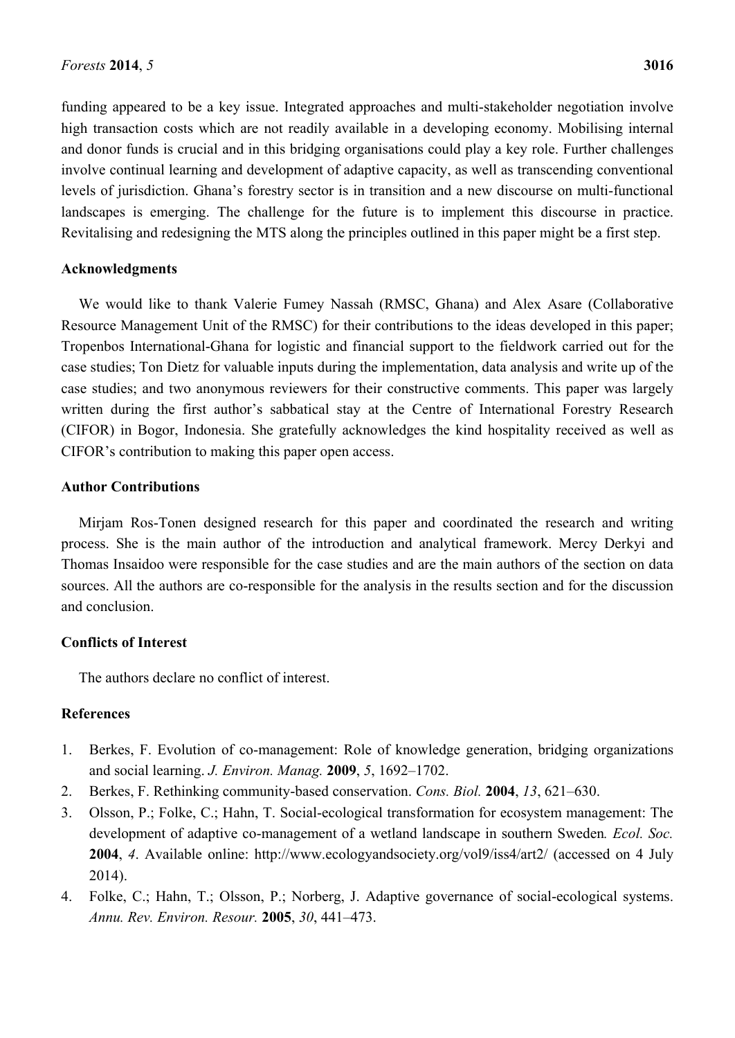funding appeared to be a key issue. Integrated approaches and multi-stakeholder negotiation involve high transaction costs which are not readily available in a developing economy. Mobilising internal and donor funds is crucial and in this bridging organisations could play a key role. Further challenges involve continual learning and development of adaptive capacity, as well as transcending conventional levels of jurisdiction. Ghana's forestry sector is in transition and a new discourse on multi-functional landscapes is emerging. The challenge for the future is to implement this discourse in practice. Revitalising and redesigning the MTS along the principles outlined in this paper might be a first step.

## Acknowledgments

We would like to thank Valerie Fumey Nassah (RMSC, Ghana) and Alex Asare (Collaborative Resource Management Unit of the RMSC) for their contributions to the ideas developed in this paper; Tropenbos International-Ghana for logistic and financial support to the fieldwork carried out for the case studies; Ton Dietz for valuable inputs during the implementation, data analysis and write up of the case studies; and two anonymous reviewers for their constructive comments. This paper was largely written during the first author's sabbatical stay at the Centre of International Forestry Research (CIFOR) in Bogor, Indonesia. She gratefully acknowledges the kind hospitality received as well as CIFOR's contribution to making this paper open access.

## Author Contributions

Mirjam Ros-Tonen designed research for this paper and coordinated the research and writing process. She is the main author of the introduction and analytical framework. Mercy Derkyi and Thomas Insaidoo were responsible for the case studies and are the main authors of the section on data sources. All the authors are co-responsible for the analysis in the results section and for the discussion and conclusion.

## Conflicts of Interest

The authors declare no conflict of interest.

## References

1. Berkes, F. Evolution of co-management: Role of knowledge generation, bridging organizations and social learning. *J. Environ. Manag.* **2009**, *5*, 1692–1702.
2. Berkes, F. Rethinking community-based conservation. *Cons. Biol.* **2004**, *13*, 621–630.
3. Olsson, P.; Folke, C.; Hahn, T. Social-ecological transformation for ecosystem management: The development of adaptive co-management of a wetland landscape in southern Sweden*. Ecol. Soc.* **2004**, *4*. Available online: http://www.ecologyandsociety.org/vol9/iss4/art2/ (accessed on 4 July 2014).
4. Folke, C.; Hahn, T.; Olsson, P.; Norberg, J. Adaptive governance of social-ecological systems. *Annu. Rev. Environ. Resour.* **2005**, *30*, 441–473.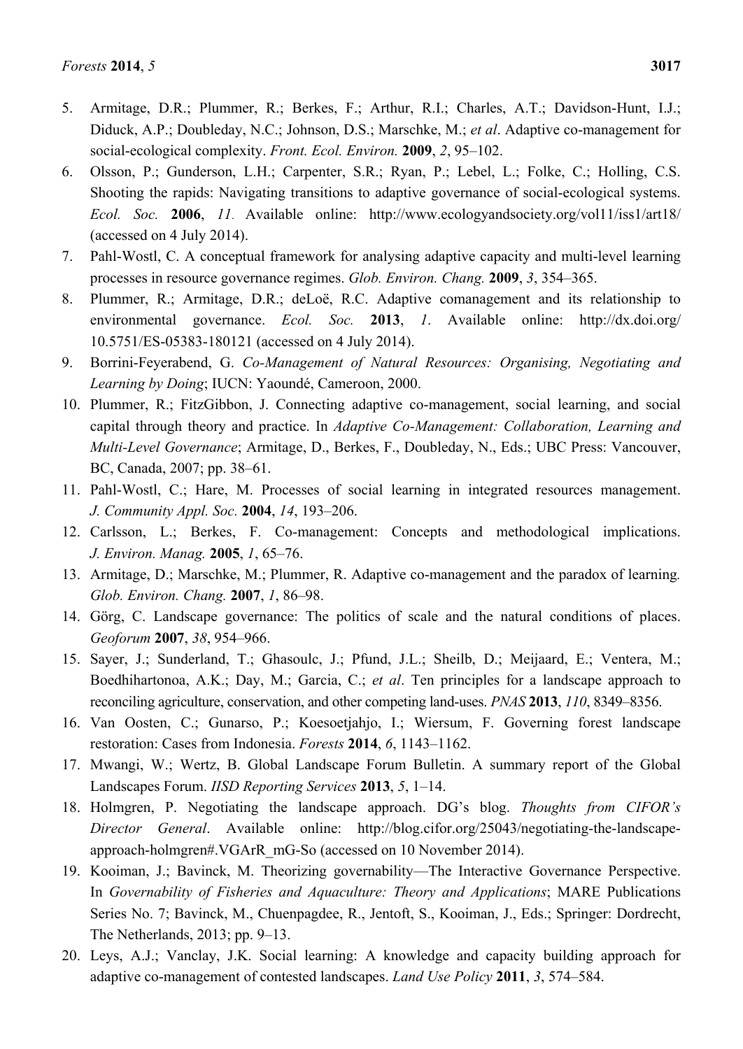5. Armitage, D.R.; Plummer, R.; Berkes, F.; Arthur, R.I.; Charles, A.T.; Davidson-Hunt, I.J.; Diduck, A.P.; Doubleday, N.C.; Johnson, D.S.; Marschke, M.; *et al*. Adaptive co-management for social-ecological complexity. *Front. Ecol. Environ.* **2009**, *2*, 95–102.
6. Olsson, P.; Gunderson, L.H.; Carpenter, S.R.; Ryan, P.; Lebel, L.; Folke, C.; Holling, C.S. Shooting the rapids: Navigating transitions to adaptive governance of social-ecological systems. *Ecol. Soc.* **2006**, *11.* Available online: http://www.ecologyandsociety.org/vol11/iss1/art18/ (accessed on 4 July 2014).
7. Pahl-Wostl, C. A conceptual framework for analysing adaptive capacity and multi-level learning processes in resource governance regimes. *Glob. Environ. Chang.* **2009**, *3*, 354–365.
8. Plummer, R.; Armitage, D.R.; deLoë, R.C. Adaptive comanagement and its relationship to environmental governance. *Ecol. Soc.* **2013**, *1*. Available online: http://dx.doi.org/10.5751/ES-05383-180121 (accessed on 4 July 2014).
9. Borrini-Feyerabend, G. *Co-Management of Natural Resources: Organising, Negotiating and Learning by Doing*; IUCN: Yaoundé, Cameroon, 2000.
10. Plummer, R.; FitzGibbon, J. Connecting adaptive co-management, social learning, and social capital through theory and practice. In *Adaptive Co-Management: Collaboration, Learning and Multi-Level Governance*; Armitage, D., Berkes, F., Doubleday, N., Eds.; UBC Press: Vancouver, BC, Canada, 2007; pp. 38–61.
11. Pahl-Wostl, C.; Hare, M. Processes of social learning in integrated resources management. *J. Community Appl. Soc.* **2004**, *14*, 193–206.
12. Carlsson, L.; Berkes, F. Co-management: Concepts and methodological implications. *J. Environ. Manag.* **2005**, *1*, 65–76.
13. Armitage, D.; Marschke, M.; Plummer, R. Adaptive co-management and the paradox of learning*. Glob. Environ. Chang.* **2007**, *1*, 86–98.
14. Görg, C. Landscape governance: The politics of scale and the natural conditions of places. *Geoforum* **2007**, *38*, 954–966.
15. Sayer, J.; Sunderland, T.; Ghasoulc, J.; Pfund, J.L.; Sheilb, D.; Meijaard, E.; Ventera, M.; Boedhihartonoa, A.K.; Day, M.; Garcia, C.; *et al*. Ten principles for a landscape approach to reconciling agriculture, conservation, and other competing land-uses. *PNAS* **2013**, *110*, 8349–8356.
16. Van Oosten, C.; Gunarso, P.; Koesoetjahjo, I.; Wiersum, F. Governing forest landscape restoration: Cases from Indonesia. *Forests* **2014**, *6*, 1143–1162.
17. Mwangi, W.; Wertz, B. Global Landscape Forum Bulletin. A summary report of the Global Landscapes Forum. *IISD Reporting Services* **2013**, *5*, 1–14.
18. Holmgren, P. Negotiating the landscape approach. DG's blog. *Thoughts from CIFOR's Director General*. Available online: http://blog.cifor.org/25043/negotiating-the-landscape-approach-holmgren#.VGArR_mG-So (accessed on 10 November 2014).
19. Kooiman, J.; Bavinck, M. Theorizing governability—The Interactive Governance Perspective. In *Governability of Fisheries and Aquaculture: Theory and Applications*; MARE Publications Series No. 7; Bavinck, M., Chuenpagdee, R., Jentoft, S., Kooiman, J., Eds.; Springer: Dordrecht, The Netherlands, 2013; pp. 9–13.
20. Leys, A.J.; Vanclay, J.K. Social learning: A knowledge and capacity building approach for adaptive co-management of contested landscapes. *Land Use Policy* **2011**, *3*, 574–584.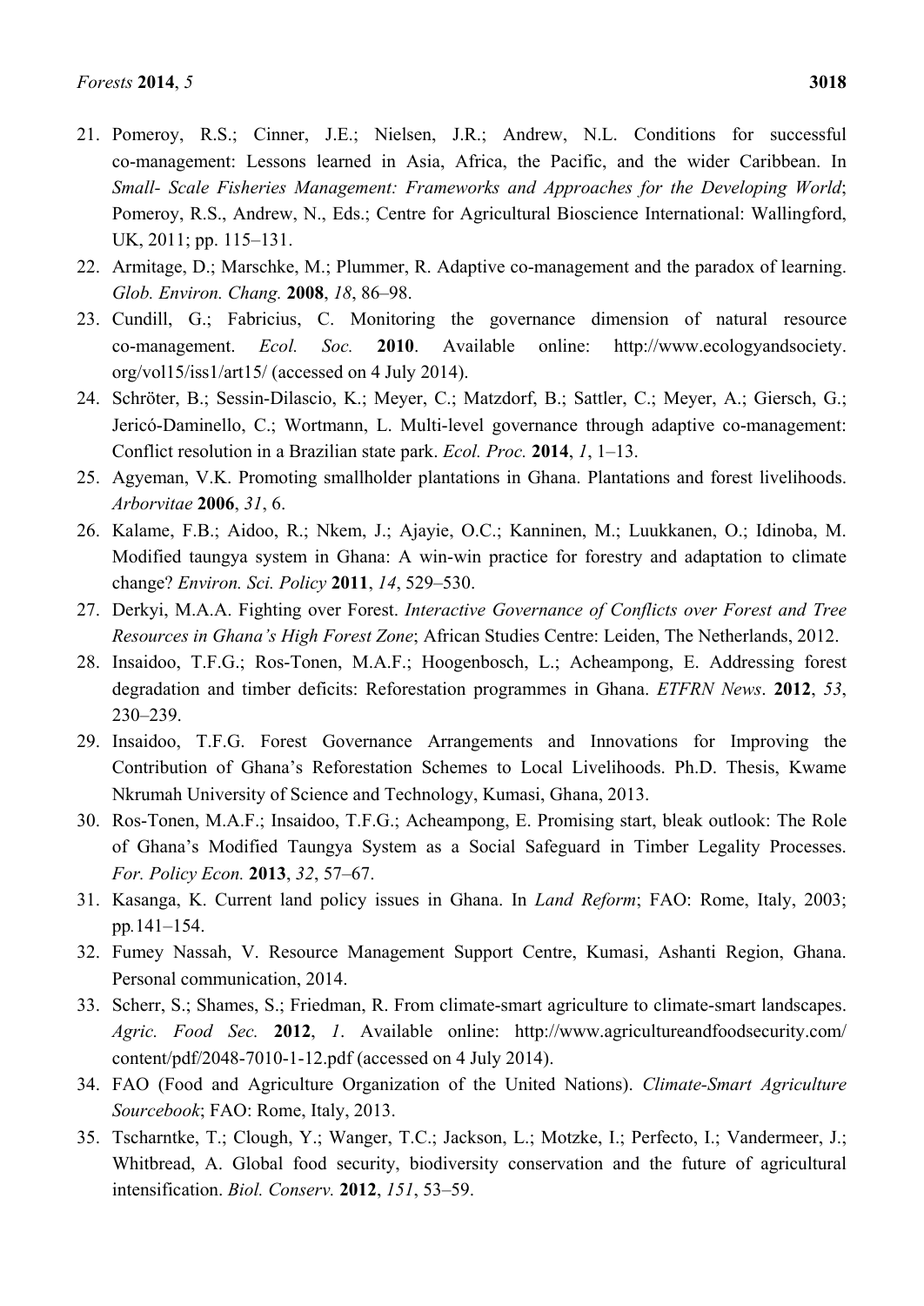21. Pomeroy, R.S.; Cinner, J.E.; Nielsen, J.R.; Andrew, N.L. Conditions for successful co-management: Lessons learned in Asia, Africa, the Pacific, and the wider Caribbean. In *Small- Scale Fisheries Management: Frameworks and Approaches for the Developing World*; Pomeroy, R.S., Andrew, N., Eds.; Centre for Agricultural Bioscience International: Wallingford, UK, 2011; pp. 115–131.
22. Armitage, D.; Marschke, M.; Plummer, R. Adaptive co-management and the paradox of learning. *Glob. Environ. Chang.* **2008**, *18*, 86–98.
23. Cundill, G.; Fabricius, C. Monitoring the governance dimension of natural resource co-management. *Ecol. Soc.* **2010**. Available online: http://www.ecologyandsociety.org/vol15/iss1/art15/ (accessed on 4 July 2014).
24. Schröter, B.; Sessin-Dilascio, K.; Meyer, C.; Matzdorf, B.; Sattler, C.; Meyer, A.; Giersch, G.; Jericó-Daminello, C.; Wortmann, L. Multi-level governance through adaptive co-management: Conflict resolution in a Brazilian state park. *Ecol. Proc.* **2014**, *1*, 1–13.
25. Agyeman, V.K. Promoting smallholder plantations in Ghana. Plantations and forest livelihoods. *Arborvitae* **2006**, *31*, 6.
26. Kalame, F.B.; Aidoo, R.; Nkem, J.; Ajayie, O.C.; Kanninen, M.; Luukkanen, O.; Idinoba, M. Modified taungya system in Ghana: A win-win practice for forestry and adaptation to climate change? *Environ. Sci. Policy* **2011**, *14*, 529–530.
27. Derkyi, M.A.A. Fighting over Forest. *Interactive Governance of Conflicts over Forest and Tree Resources in Ghana's High Forest Zone*; African Studies Centre: Leiden, The Netherlands, 2012.
28. Insaidoo, T.F.G.; Ros-Tonen, M.A.F.; Hoogenbosch, L.; Acheampong, E. Addressing forest degradation and timber deficits: Reforestation programmes in Ghana. *ETFRN News*. **2012**, *53*, 230–239.
29. Insaidoo, T.F.G. Forest Governance Arrangements and Innovations for Improving the Contribution of Ghana's Reforestation Schemes to Local Livelihoods. Ph.D. Thesis, Kwame Nkrumah University of Science and Technology, Kumasi, Ghana, 2013.
30. Ros-Tonen, M.A.F.; Insaidoo, T.F.G.; Acheampong, E. Promising start, bleak outlook: The Role of Ghana's Modified Taungya System as a Social Safeguard in Timber Legality Processes. *For. Policy Econ.* **2013**, *32*, 57–67.
31. Kasanga, K. Current land policy issues in Ghana. In *Land Reform*; FAO: Rome, Italy, 2003; pp.141–154.
32. Fumey Nassah, V. Resource Management Support Centre, Kumasi, Ashanti Region, Ghana. Personal communication, 2014.
33. Scherr, S.; Shames, S.; Friedman, R. From climate-smart agriculture to climate-smart landscapes. *Agric. Food Sec.* **2012**, *1*. Available online: http://www.agricultureandfoodsecurity.com/content/pdf/2048-7010-1-12.pdf (accessed on 4 July 2014).
34. FAO (Food and Agriculture Organization of the United Nations). *Climate-Smart Agriculture Sourcebook*; FAO: Rome, Italy, 2013.
35. Tscharntke, T.; Clough, Y.; Wanger, T.C.; Jackson, L.; Motzke, I.; Perfecto, I.; Vandermeer, J.; Whitbread, A. Global food security, biodiversity conservation and the future of agricultural intensification. *Biol. Conserv.* **2012**, *151*, 53–59.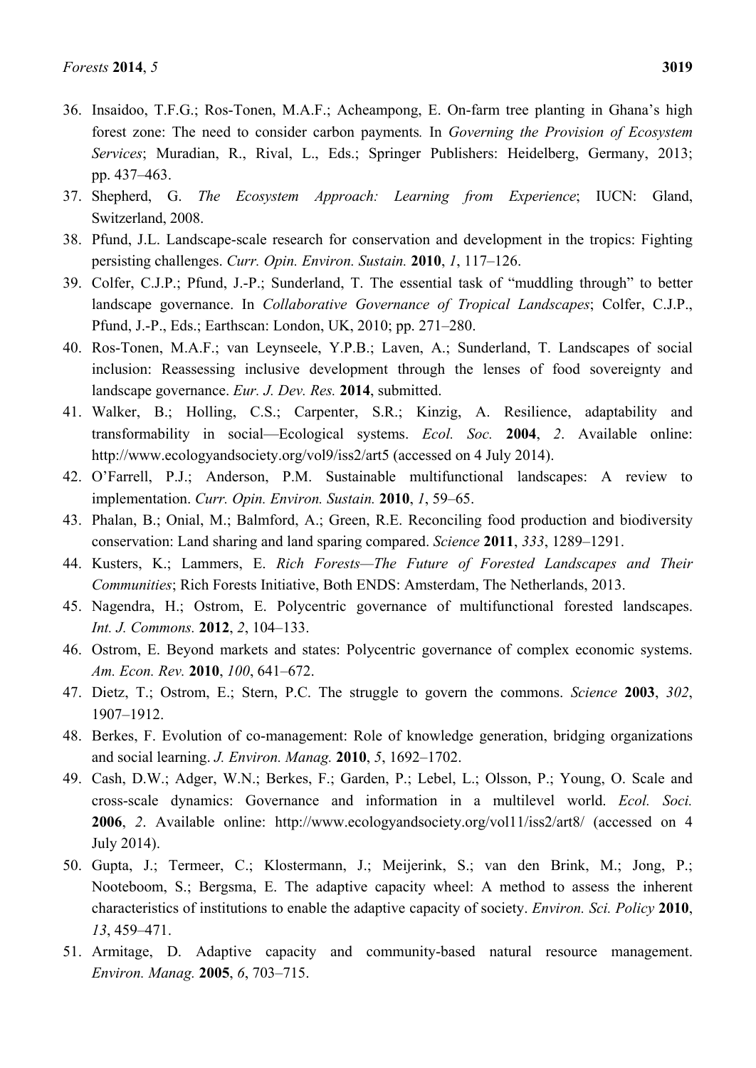36. Insaidoo, T.F.G.; Ros-Tonen, M.A.F.; Acheampong, E. On-farm tree planting in Ghana's high forest zone: The need to consider carbon payments*.* In *Governing the Provision of Ecosystem Services*; Muradian, R., Rival, L., Eds.; Springer Publishers: Heidelberg, Germany, 2013; pp. 437–463.
37. Shepherd, G. *The Ecosystem Approach: Learning from Experience*; IUCN: Gland, Switzerland, 2008.
38. Pfund, J.L. Landscape-scale research for conservation and development in the tropics: Fighting persisting challenges. *Curr. Opin. Environ. Sustain.* **2010**, *1*, 117–126.
39. Colfer, C.J.P.; Pfund, J.-P.; Sunderland, T. The essential task of "muddling through" to better landscape governance. In *Collaborative Governance of Tropical Landscapes*; Colfer, C.J.P., Pfund, J.-P., Eds.; Earthscan: London, UK, 2010; pp. 271–280.
40. Ros-Tonen, M.A.F.; van Leynseele, Y.P.B.; Laven, A.; Sunderland, T. Landscapes of social inclusion: Reassessing inclusive development through the lenses of food sovereignty and landscape governance. *Eur. J. Dev. Res.* **2014**, submitted.
41. Walker, B.; Holling, C.S.; Carpenter, S.R.; Kinzig, A. Resilience, adaptability and transformability in social—Ecological systems. *Ecol. Soc.* **2004**, *2*. Available online: http://www.ecologyandsociety.org/vol9/iss2/art5 (accessed on 4 July 2014).
42. O'Farrell, P.J.; Anderson, P.M. Sustainable multifunctional landscapes: A review to implementation. *Curr. Opin. Environ. Sustain.* **2010**, *1*, 59–65.
43. Phalan, B.; Onial, M.; Balmford, A.; Green, R.E. Reconciling food production and biodiversity conservation: Land sharing and land sparing compared. *Science* **2011**, *333*, 1289–1291.
44. Kusters, K.; Lammers, E. *Rich Forests—The Future of Forested Landscapes and Their Communities*; Rich Forests Initiative, Both ENDS: Amsterdam, The Netherlands, 2013.
45. Nagendra, H.; Ostrom, E. Polycentric governance of multifunctional forested landscapes. *Int. J. Commons.* **2012**, *2*, 104–133.
46. Ostrom, E. Beyond markets and states: Polycentric governance of complex economic systems. *Am. Econ. Rev.* **2010**, *100*, 641–672.
47. Dietz, T.; Ostrom, E.; Stern, P.C. The struggle to govern the commons. *Science* **2003**, *302*, 1907–1912.
48. Berkes, F. Evolution of co-management: Role of knowledge generation, bridging organizations and social learning. *J. Environ. Manag.* **2010**, *5*, 1692–1702.
49. Cash, D.W.; Adger, W.N.; Berkes, F.; Garden, P.; Lebel, L.; Olsson, P.; Young, O. Scale and cross-scale dynamics: Governance and information in a multilevel world. *Ecol. Soci.* **2006**, *2*. Available online: http://www.ecologyandsociety.org/vol11/iss2/art8/ (accessed on 4 July 2014).
50. Gupta, J.; Termeer, C.; Klostermann, J.; Meijerink, S.; van den Brink, M.; Jong, P.; Nooteboom, S.; Bergsma, E. The adaptive capacity wheel: A method to assess the inherent characteristics of institutions to enable the adaptive capacity of society. *Environ. Sci. Policy* **2010**, *13*, 459–471.
51. Armitage, D. Adaptive capacity and community-based natural resource management. *Environ. Manag.* **2005**, *6*, 703–715.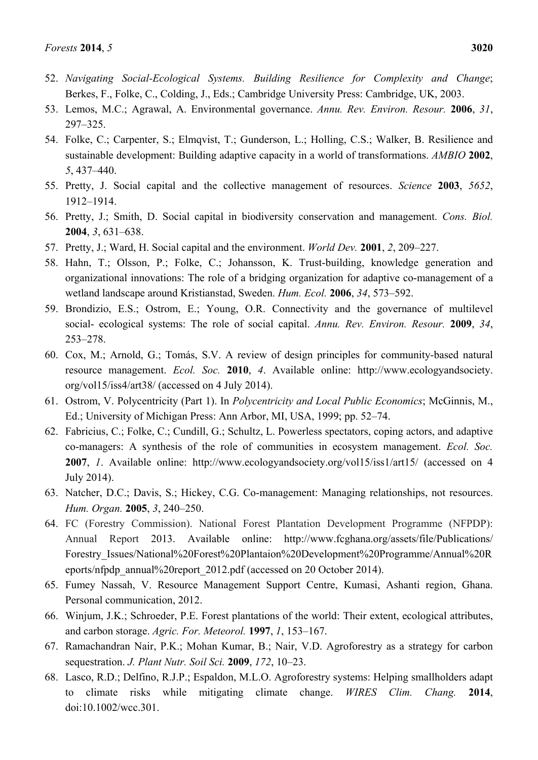52. *Navigating Social-Ecological Systems. Building Resilience for Complexity and Change*; Berkes, F., Folke, C., Colding, J., Eds.; Cambridge University Press: Cambridge, UK, 2003.
53. Lemos, M.C.; Agrawal, A. Environmental governance. *Annu. Rev. Environ. Resour.* **2006**, *31*, 297–325.
54. Folke, C.; Carpenter, S.; Elmqvist, T.; Gunderson, L.; Holling, C.S.; Walker, B. Resilience and sustainable development: Building adaptive capacity in a world of transformations. *AMBIO* **2002**, *5*, 437–440.
55. Pretty, J. Social capital and the collective management of resources. *Science* **2003**, *5652*, 1912–1914.
56. Pretty, J.; Smith, D. Social capital in biodiversity conservation and management. *Cons. Biol.* **2004**, *3*, 631–638.
57. Pretty, J.; Ward, H. Social capital and the environment. *World Dev.* **2001**, *2*, 209–227.
58. Hahn, T.; Olsson, P.; Folke, C.; Johansson, K. Trust-building, knowledge generation and organizational innovations: The role of a bridging organization for adaptive co-management of a wetland landscape around Kristianstad, Sweden. *Hum. Ecol.* **2006**, *34*, 573–592.
59. Brondizio, E.S.; Ostrom, E.; Young, O.R. Connectivity and the governance of multilevel social- ecological systems: The role of social capital. *Annu. Rev. Environ. Resour.* **2009**, *34*, 253–278.
60. Cox, M.; Arnold, G.; Tomás, S.V. A review of design principles for community-based natural resource management. *Ecol. Soc.* **2010**, *4*. Available online: http://www.ecologyandsociety.org/vol15/iss4/art38/ (accessed on 4 July 2014).
61. Ostrom, V. Polycentricity (Part 1). In *Polycentricity and Local Public Economics*; McGinnis, M., Ed.; University of Michigan Press: Ann Arbor, MI, USA, 1999; pp. 52–74.
62. Fabricius, C.; Folke, C.; Cundill, G.; Schultz, L. Powerless spectators, coping actors, and adaptive co-managers: A synthesis of the role of communities in ecosystem management. *Ecol. Soc.* **2007**, *1*. Available online: http://www.ecologyandsociety.org/vol15/iss1/art15/ (accessed on 4 July 2014).
63. Natcher, D.C.; Davis, S.; Hickey, C.G. Co-management: Managing relationships, not resources. *Hum. Organ.* **2005**, *3*, 240–250.
64. FC (Forestry Commission). National Forest Plantation Development Programme (NFPDP): Annual Report 2013. Available online: http://www.fcghana.org/assets/file/Publications/Forestry_Issues/National%20Forest%20Plantaion%20Development%20Programme/Annual%20Reports/nfpdp_annual%20report_2012.pdf (accessed on 20 October 2014).
65. Fumey Nassah, V. Resource Management Support Centre, Kumasi, Ashanti region, Ghana. Personal communication, 2012.
66. Winjum, J.K.; Schroeder, P.E. Forest plantations of the world: Their extent, ecological attributes, and carbon storage. *Agric. For. Meteorol.* **1997**, *1*, 153–167.
67. Ramachandran Nair, P.K.; Mohan Kumar, B.; Nair, V.D. Agroforestry as a strategy for carbon sequestration. *J. Plant Nutr. Soil Sci.* **2009**, *172*, 10–23.
68. Lasco, R.D.; Delfino, R.J.P.; Espaldon, M.L.O. Agroforestry systems: Helping smallholders adapt to climate risks while mitigating climate change. *WIRES Clim. Chang.* **2014**, doi:10.1002/wcc.301.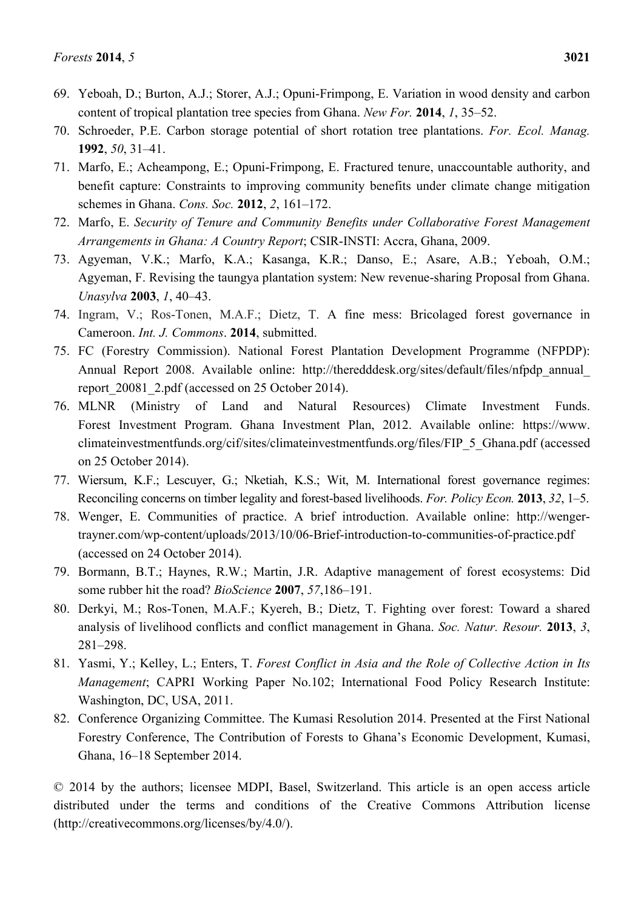69. Yeboah, D.; Burton, A.J.; Storer, A.J.; Opuni-Frimpong, E. Variation in wood density and carbon content of tropical plantation tree species from Ghana. *New For.* **2014**, *1*, 35–52.
70. Schroeder, P.E. Carbon storage potential of short rotation tree plantations. *For. Ecol. Manag.* **1992**, *50*, 31–41.
71. Marfo, E.; Acheampong, E.; Opuni-Frimpong, E. Fractured tenure, unaccountable authority, and benefit capture: Constraints to improving community benefits under climate change mitigation schemes in Ghana. *Cons. Soc.* **2012**, *2*, 161–172.
72. Marfo, E. *Security of Tenure and Community Benefits under Collaborative Forest Management Arrangements in Ghana: A Country Report*; CSIR-INSTI: Accra, Ghana, 2009.
73. Agyeman, V.K.; Marfo, K.A.; Kasanga, K.R.; Danso, E.; Asare, A.B.; Yeboah, O.M.; Agyeman, F. Revising the taungya plantation system: New revenue-sharing Proposal from Ghana. *Unasylva* **2003**, *1*, 40–43.
74. Ingram, V.; Ros-Tonen, M.A.F.; Dietz, T. A fine mess: Bricolaged forest governance in Cameroon. *Int. J. Commons*. **2014**, submitted.
75. FC (Forestry Commission). National Forest Plantation Development Programme (NFPDP): Annual Report 2008. Available online: http://theredddesk.org/sites/default/files/nfpdp_annual_report_20081_2.pdf (accessed on 25 October 2014).
76. MLNR (Ministry of Land and Natural Resources) Climate Investment Funds. Forest Investment Program. Ghana Investment Plan, 2012. Available online: https://www.climateinvestmentfunds.org/cif/sites/climateinvestmentfunds.org/files/FIP_5_Ghana.pdf (accessed on 25 October 2014).
77. Wiersum, K.F.; Lescuyer, G.; Nketiah, K.S.; Wit, M. International forest governance regimes: Reconciling concerns on timber legality and forest-based livelihoods. *For. Policy Econ.* **2013**, *32*, 1–5.
78. Wenger, E. Communities of practice. A brief introduction. Available online: http://wenger-trayner.com/wp-content/uploads/2013/10/06-Brief-introduction-to-communities-of-practice.pdf (accessed on 24 October 2014).
79. Bormann, B.T.; Haynes, R.W.; Martin, J.R. Adaptive management of forest ecosystems: Did some rubber hit the road? *BioScience* **2007**, *57*,186–191.
80. Derkyi, M.; Ros-Tonen, M.A.F.; Kyereh, B.; Dietz, T. Fighting over forest: Toward a shared analysis of livelihood conflicts and conflict management in Ghana. *Soc. Natur. Resour.* **2013**, *3*, 281–298.
81. Yasmi, Y.; Kelley, L.; Enters, T. *Forest Conflict in Asia and the Role of Collective Action in Its Management*; CAPRI Working Paper No.102; International Food Policy Research Institute: Washington, DC, USA, 2011.
82. Conference Organizing Committee. The Kumasi Resolution 2014. Presented at the First National Forestry Conference, The Contribution of Forests to Ghana's Economic Development, Kumasi, Ghana, 16–18 September 2014.

© 2014 by the authors; licensee MDPI, Basel, Switzerland. This article is an open access article distributed under the terms and conditions of the Creative Commons Attribution license (http://creativecommons.org/licenses/by/4.0/).